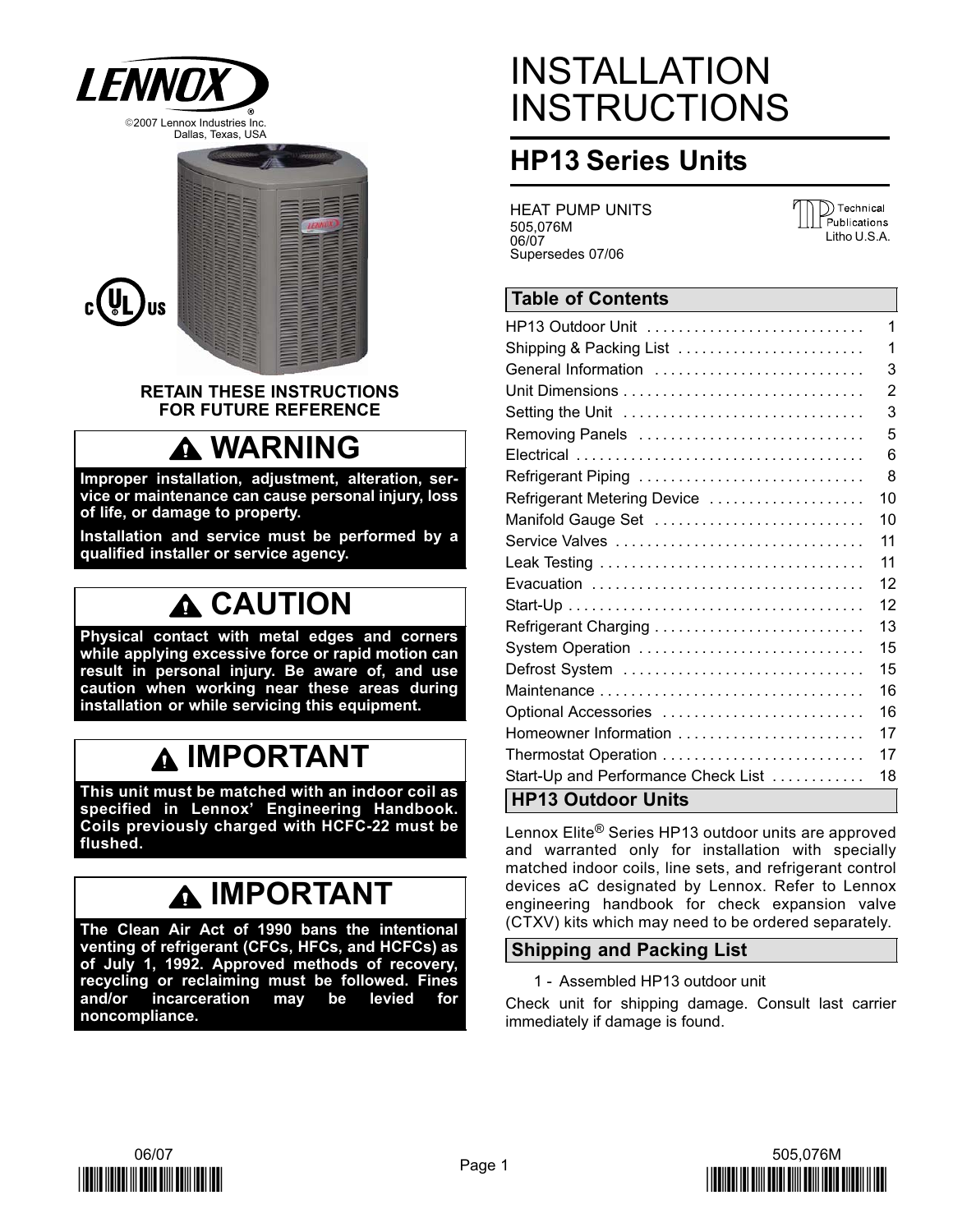©2007 Lennox Industries Inc.
Dallas, Texas, USA

# INSTALLATION INSTRUCTIONS

## HP13 Series Units

HEAT PUMP UNITS
505,076M
06/07
Supersedes 07/06

Technical Publications
Litho U.S.A.

**RETAIN THESE INSTRUCTIONS FOR FUTURE REFERENCE**

### ⚠ WARNING

**Improper installation, adjustment, alteration, service or maintenance can cause personal injury, loss of life, or damage to property.**

**Installation and service must be performed by a qualified installer or service agency.**

### ⚠ CAUTION

**Physical contact with metal edges and corners while applying excessive force or rapid motion can result in personal injury. Be aware of, and use caution when working near these areas during installation or while servicing this equipment.**

### ⚠ IMPORTANT

**This unit must be matched with an indoor coil as specified in Lennox' Engineering Handbook. Coils previously charged with HCFC-22 must be flushed.**

### ⚠ IMPORTANT

**The Clean Air Act of 1990 bans the intentional venting of refrigerant (CFCs, HFCs, and HCFCs) as of July 1, 1992. Approved methods of recovery, recycling or reclaiming must be followed. Fines and/or incarceration may be levied for noncompliance.**

## Table of Contents

| Section | Page |
|---|---|
| HP13 Outdoor Unit | 1 |
| Shipping & Packing List | 1 |
| General Information | 3 |
| Unit Dimensions | 2 |
| Setting the Unit | 3 |
| Removing Panels | 5 |
| Electrical | 6 |
| Refrigerant Piping | 8 |
| Refrigerant Metering Device | 10 |
| Manifold Gauge Set | 10 |
| Service Valves | 11 |
| Leak Testing | 11 |
| Evacuation | 12 |
| Start-Up | 12 |
| Refrigerant Charging | 13 |
| System Operation | 15 |
| Defrost System | 15 |
| Maintenance | 16 |
| Optional Accessories | 16 |
| Homeowner Information | 17 |
| Thermostat Operation | 17 |
| Start-Up and Performance Check List | 18 |

## HP13 Outdoor Units

Lennox Elite® Series HP13 outdoor units are approved and warranted only for installation with specially matched indoor coils, line sets, and refrigerant control devices aC designated by Lennox. Refer to Lennox engineering handbook for check expansion valve (CTXV) kits which may need to be ordered separately.

## Shipping and Packing List

1 - Assembled HP13 outdoor unit

Check unit for shipping damage. Consult last carrier immediately if damage is found.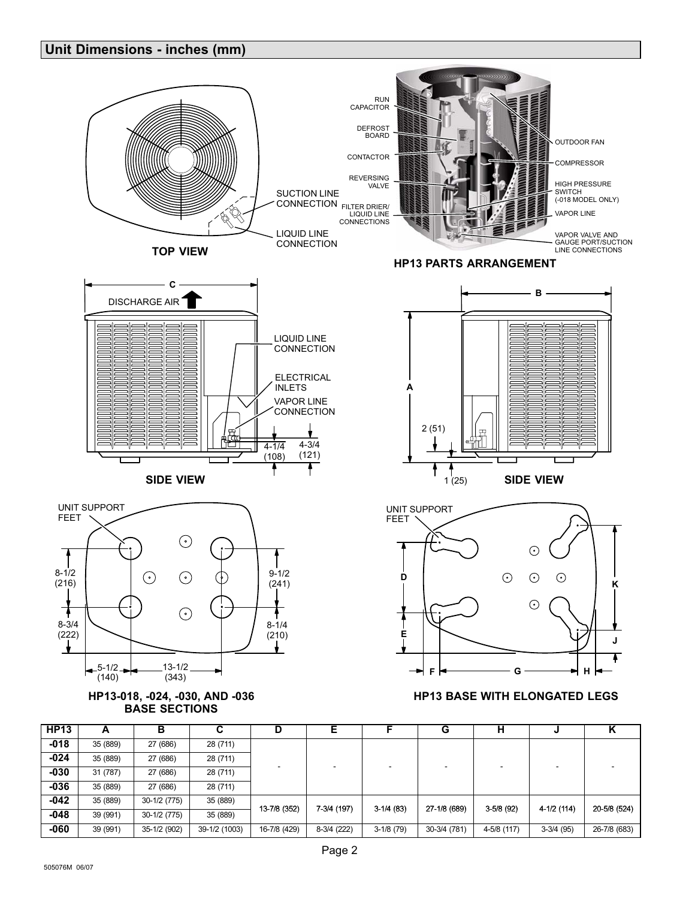## Unit Dimensions - inches (mm)

TOP VIEW

SUCTION LINE CONNECTION

LIQUID LINE CONNECTION

HP13 PARTS ARRANGEMENT

RUN CAPACITOR
DEFROST BOARD
CONTACTOR
REVERSING VALVE
FILTER DRIER/ LIQUID LINE CONNECTIONS
OUTDOOR FAN
COMPRESSOR
HIGH PRESSURE SWITCH (-018 MODEL ONLY)
VAPOR LINE
VAPOR VALVE AND GAUGE PORT/SUCTION LINE CONNECTIONS

SIDE VIEW

DISCHARGE AIR
LIQUID LINE CONNECTION
ELECTRICAL INLETS
VAPOR LINE CONNECTION
4-1/4 (108)
4-3/4 (121)

SIDE VIEW

2 (51)
1 (25)

HP13-018, -024, -030, AND -036 BASE SECTIONS

UNIT SUPPORT FEET
8-1/2 (216)
8-3/4 (222)
9-1/2 (241)
8-1/4 (210)
5-1/2 (140)
13-1/2 (343)

HP13 BASE WITH ELONGATED LEGS

UNIT SUPPORT FEET

| HP13 | A | B | C | D | E | F | G | H | J | K |
|---|---|---|---|---|---|---|---|---|---|---|
| -018 | 35 (889) | 27 (686) | 28 (711) | - | - | - | - | - | - | - |
| -024 | 35 (889) | 27 (686) | 28 (711) | | | | | | | |
| -030 | 31 (787) | 27 (686) | 28 (711) | | | | | | | |
| -036 | 35 (889) | 27 (686) | 28 (711) | | | | | | | |
| -042 | 35 (889) | 30-1/2 (775) | 35 (889) | 13-7/8 (352) | 7-3/4 (197) | 3-1/4 (83) | 27-1/8 (689) | 3-5/8 (92) | 4-1/2 (114) | 20-5/8 (524) |
| -048 | 39 (991) | 30-1/2 (775) | 35 (889) | | | | | | | |
| -060 | 39 (991) | 35-1/2 (902) | 39-1/2 (1003) | 16-7/8 (429) | 8-3/4 (222) | 3-1/8 (79) | 30-3/4 (781) | 4-5/8 (117) | 3-3/4 (95) | 26-7/8 (683) |

505076M 06/07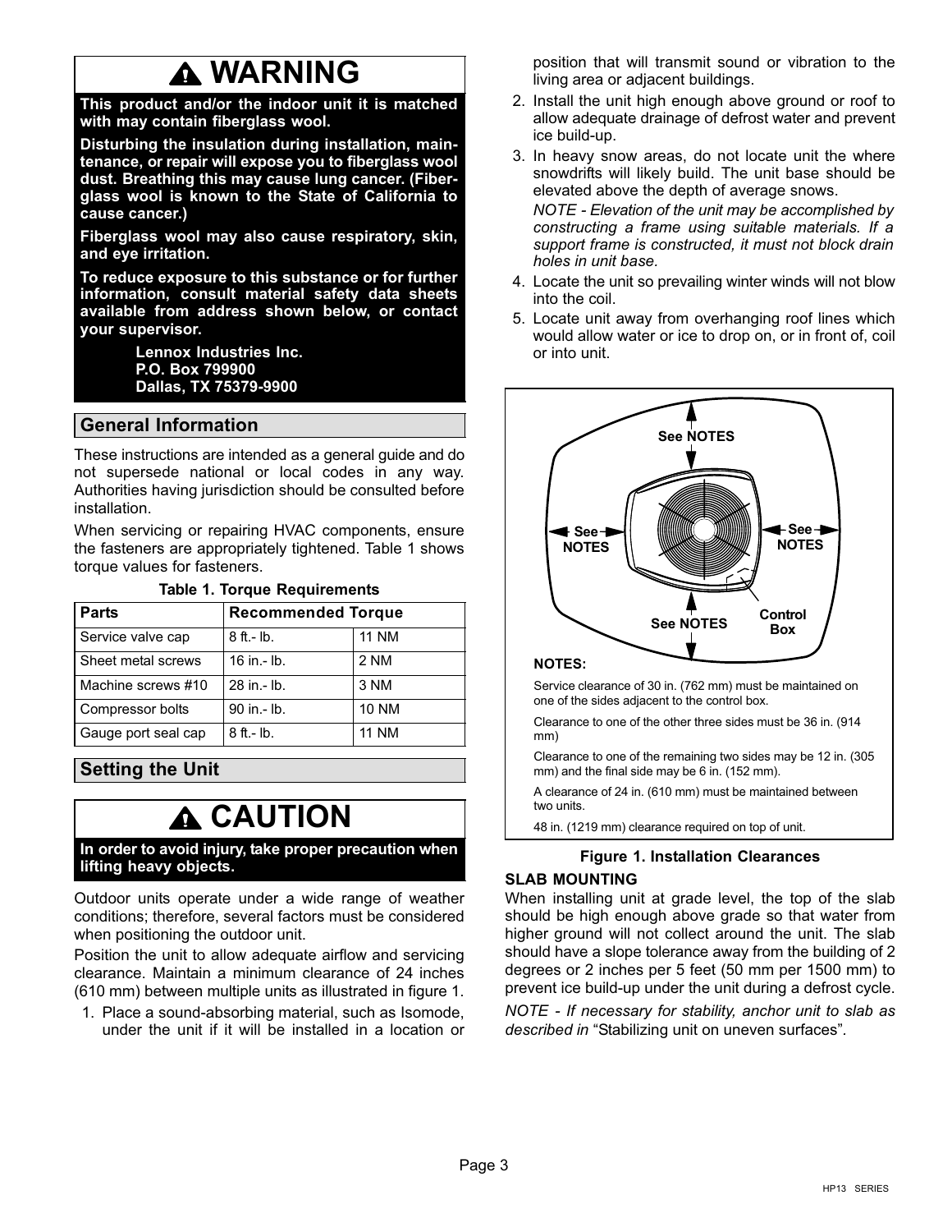# ⚠ WARNING

**This product and/or the indoor unit it is matched with may contain fiberglass wool.**

**Disturbing the insulation during installation, maintenance, or repair will expose you to fiberglass wool dust. Breathing this may cause lung cancer. (Fiberglass wool is known to the State of California to cause cancer.)**

**Fiberglass wool may also cause respiratory, skin, and eye irritation.**

**To reduce exposure to this substance or for further information, consult material safety data sheets available from address shown below, or contact your supervisor.**

**Lennox Industries Inc.**
**P.O. Box 799900**
**Dallas, TX 75379-9900**

## General Information

These instructions are intended as a general guide and do not supersede national or local codes in any way. Authorities having jurisdiction should be consulted before installation.

When servicing or repairing HVAC components, ensure the fasteners are appropriately tightened. Table 1 shows torque values for fasteners.

**Table 1. Torque Requirements**

| Parts | Recommended Torque | |
|---|---|---|
| Service valve cap | 8 ft.- lb. | 11 NM |
| Sheet metal screws | 16 in.- lb. | 2 NM |
| Machine screws #10 | 28 in.- lb. | 3 NM |
| Compressor bolts | 90 in.- lb. | 10 NM |
| Gauge port seal cap | 8 ft.- lb. | 11 NM |

## Setting the Unit

# ⚠ CAUTION

**In order to avoid injury, take proper precaution when lifting heavy objects.**

Outdoor units operate under a wide range of weather conditions; therefore, several factors must be considered when positioning the outdoor unit.

Position the unit to allow adequate airflow and servicing clearance. Maintain a minimum clearance of 24 inches (610 mm) between multiple units as illustrated in figure 1.

1. Place a sound-absorbing material, such as Isomode, under the unit if it will be installed in a location or position that will transmit sound or vibration to the living area or adjacent buildings.
2. Install the unit high enough above ground or roof to allow adequate drainage of defrost water and prevent ice build-up.
3. In heavy snow areas, do not locate unit the where snowdrifts will likely build. The unit base should be elevated above the depth of average snows.

   *NOTE - Elevation of the unit may be accomplished by constructing a frame using suitable materials. If a support frame is constructed, it must not block drain holes in unit base.*
4. Locate the unit so prevailing winter winds will not blow into the coil.
5. Locate unit away from overhanging roof lines which would allow water or ice to drop on, or in front of, coil or into unit.

See NOTES

See NOTES

See NOTES

See NOTES

Control Box

**NOTES:**

Service clearance of 30 in. (762 mm) must be maintained on one of the sides adjacent to the control box.

Clearance to one of the other three sides must be 36 in. (914 mm)

Clearance to one of the remaining two sides may be 12 in. (305 mm) and the final side may be 6 in. (152 mm).

A clearance of 24 in. (610 mm) must be maintained between two units.

48 in. (1219 mm) clearance required on top of unit.

**Figure 1. Installation Clearances**

### SLAB MOUNTING

When installing unit at grade level, the top of the slab should be high enough above grade so that water from higher ground will not collect around the unit. The slab should have a slope tolerance away from the building of 2 degrees or 2 inches per 5 feet (50 mm per 1500 mm) to prevent ice build-up under the unit during a defrost cycle.

*NOTE - If necessary for stability, anchor unit to slab as described in* "Stabilizing unit on uneven surfaces".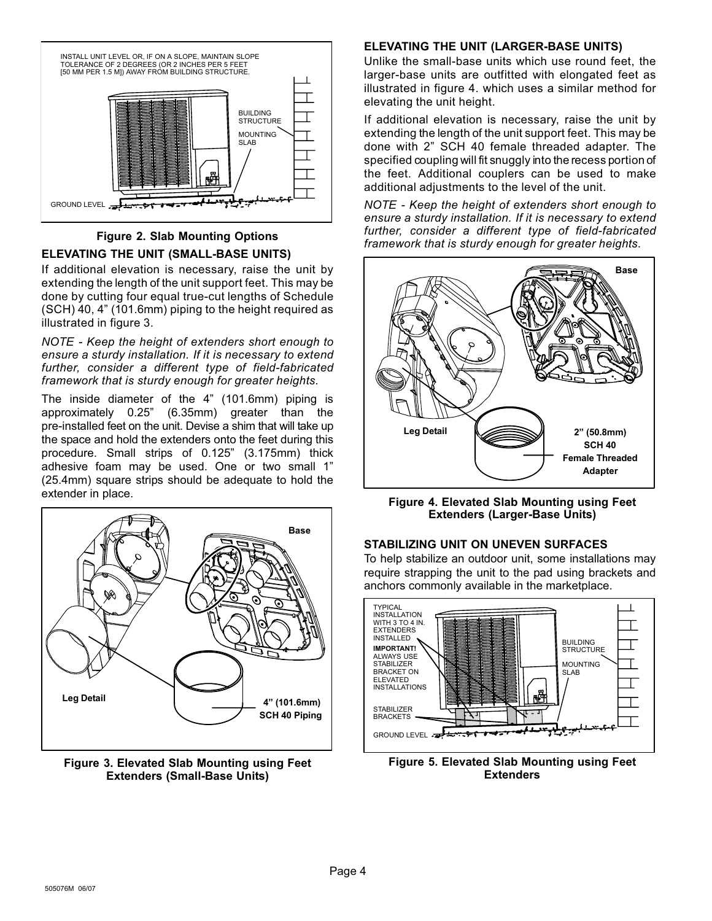INSTALL UNIT LEVEL OR, IF ON A SLOPE, MAINTAIN SLOPE TOLERANCE OF 2 DEGREES (OR 2 INCHES PER 5 FEET [50 MM PER 1.5 M]) AWAY FROM BUILDING STRUCTURE.

BUILDING STRUCTURE

MOUNTING SLAB

GROUND LEVEL

**Figure 2. Slab Mounting Options**

### ELEVATING THE UNIT (SMALL-BASE UNITS)

If additional elevation is necessary, raise the unit by extending the length of the unit support feet. This may be done by cutting four equal true-cut lengths of Schedule (SCH) 40, 4" (101.6mm) piping to the height required as illustrated in figure 3.

*NOTE - Keep the height of extenders short enough to ensure a sturdy installation. If it is necessary to extend further, consider a different type of field-fabricated framework that is sturdy enough for greater heights.*

The inside diameter of the 4" (101.6mm) piping is approximately 0.25" (6.35mm) greater than the pre-installed feet on the unit. Devise a shim that will take up the space and hold the extenders onto the feet during this procedure. Small strips of 0.125" (3.175mm) thick adhesive foam may be used. One or two small 1" (25.4mm) square strips should be adequate to hold the extender in place.

Base

Leg Detail

4" (101.6mm) SCH 40 Piping

**Figure 3. Elevated Slab Mounting using Feet Extenders (Small-Base Units)**

### ELEVATING THE UNIT (LARGER-BASE UNITS)

Unlike the small-base units which use round feet, the larger-base units are outfitted with elongated feet as illustrated in figure 4. which uses a similar method for elevating the unit height.

If additional elevation is necessary, raise the unit by extending the length of the unit support feet. This may be done with 2" SCH 40 female threaded adapter. The specified coupling will fit snuggly into the recess portion of the feet. Additional couplers can be used to make additional adjustments to the level of the unit.

*NOTE - Keep the height of extenders short enough to ensure a sturdy installation. If it is necessary to extend further, consider a different type of field-fabricated framework that is sturdy enough for greater heights.*

Base

Leg Detail

2" (50.8mm) SCH 40 Female Threaded Adapter

**Figure 4. Elevated Slab Mounting using Feet Extenders (Larger-Base Units)**

### STABILIZING UNIT ON UNEVEN SURFACES

To help stabilize an outdoor unit, some installations may require strapping the unit to the pad using brackets and anchors commonly available in the marketplace.

TYPICAL INSTALLATION WITH 3 TO 4 IN. EXTENDERS INSTALLED

**IMPORTANT!** ALWAYS USE STABILIZER BRACKET ON ELEVATED INSTALLATIONS

STABILIZER BRACKETS

BUILDING STRUCTURE

MOUNTING SLAB

GROUND LEVEL

**Figure 5. Elevated Slab Mounting using Feet Extenders**

505076M 06/07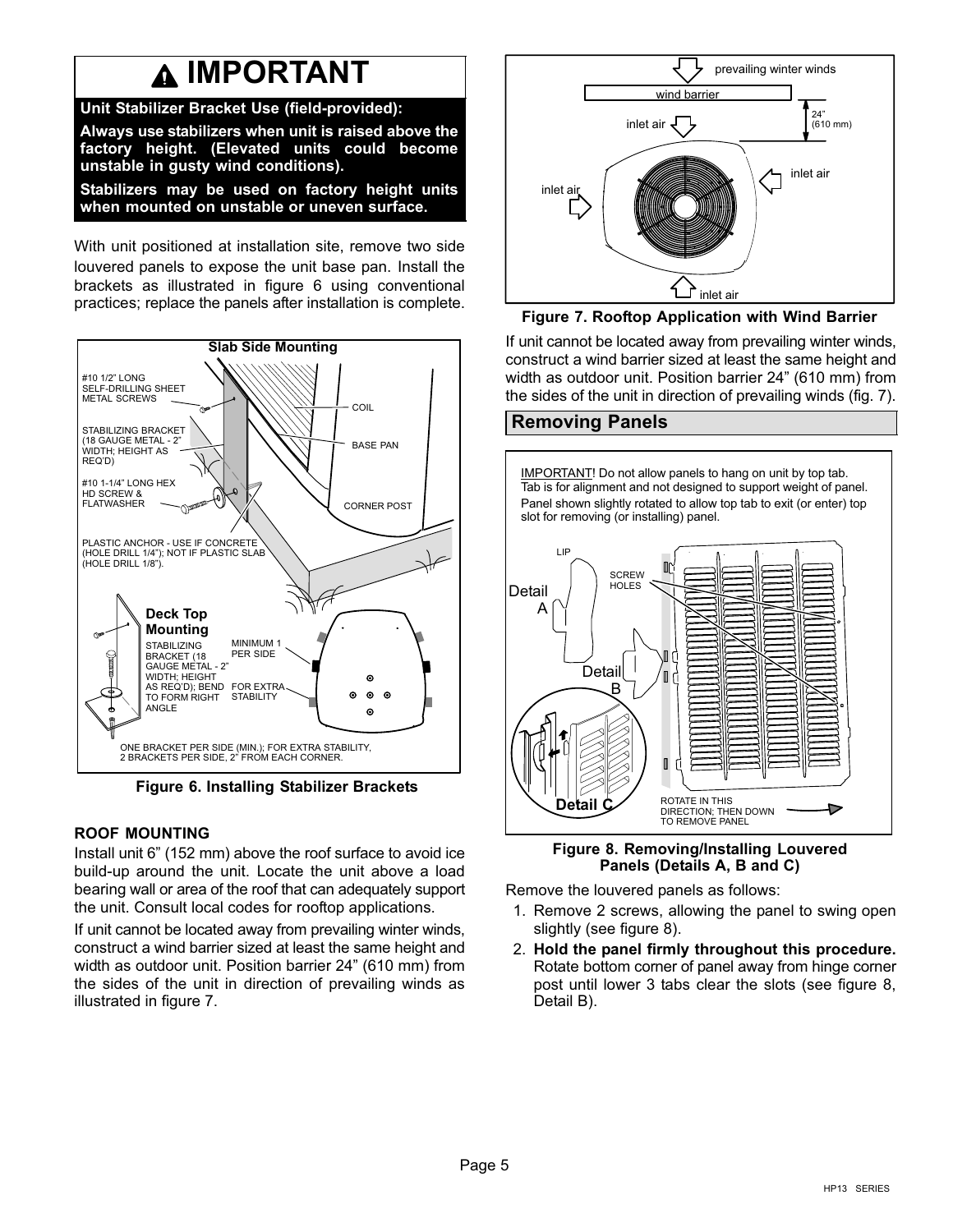## ⚠ IMPORTANT

**Unit Stabilizer Bracket Use (field-provided):**

**Always use stabilizers when unit is raised above the factory height. (Elevated units could become unstable in gusty wind conditions).**

**Stabilizers may be used on factory height units when mounted on unstable or uneven surface.**

With unit positioned at installation site, remove two side louvered panels to expose the unit base pan. Install the brackets as illustrated in figure 6 using conventional practices; replace the panels after installation is complete.

Slab Side Mounting

#10 1/2" LONG SELF-DRILLING SHEET METAL SCREWS

STABILIZING BRACKET (18 GAUGE METAL - 2" WIDTH; HEIGHT AS REQ'D)

#10 1-1/4" LONG HEX HD SCREW & FLATWASHER

COIL

BASE PAN

CORNER POST

PLASTIC ANCHOR - USE IF CONCRETE (HOLE DRILL 1/4"); NOT IF PLASTIC SLAB (HOLE DRILL 1/8").

Deck Top Mounting

STABILIZING BRACKET (18 GAUGE METAL - 2" WIDTH; HEIGHT AS REQ'D); BEND TO FORM RIGHT ANGLE

MINIMUM 1 PER SIDE

FOR EXTRA STABILITY

ONE BRACKET PER SIDE (MIN.); FOR EXTRA STABILITY, 2 BRACKETS PER SIDE, 2" FROM EACH CORNER.

**Figure 6. Installing Stabilizer Brackets**

### ROOF MOUNTING

Install unit 6" (152 mm) above the roof surface to avoid ice build-up around the unit. Locate the unit above a load bearing wall or area of the roof that can adequately support the unit. Consult local codes for rooftop applications.

If unit cannot be located away from prevailing winter winds, construct a wind barrier sized at least the same height and width as outdoor unit. Position barrier 24" (610 mm) from the sides of the unit in direction of prevailing winds as illustrated in figure 7.

prevailing winter winds

wind barrier

24" (610 mm)

inlet air

inlet air

inlet air

inlet air

**Figure 7. Rooftop Application with Wind Barrier**

If unit cannot be located away from prevailing winter winds, construct a wind barrier sized at least the same height and width as outdoor unit. Position barrier 24" (610 mm) from the sides of the unit in direction of prevailing winds (fig. 7).

## Removing Panels

IMPORTANT! Do not allow panels to hang on unit by top tab. Tab is for alignment and not designed to support weight of panel. Panel shown slightly rotated to allow top tab to exit (or enter) top slot for removing (or installing) panel.

LIP

SCREW HOLES

Detail A

Detail B

Detail C

ROTATE IN THIS DIRECTION; THEN DOWN TO REMOVE PANEL

**Figure 8. Removing/Installing Louvered Panels (Details A, B and C)**

Remove the louvered panels as follows:

1. Remove 2 screws, allowing the panel to swing open slightly (see figure 8).
2. **Hold the panel firmly throughout this procedure.** Rotate bottom corner of panel away from hinge corner post until lower 3 tabs clear the slots (see figure 8, Detail B).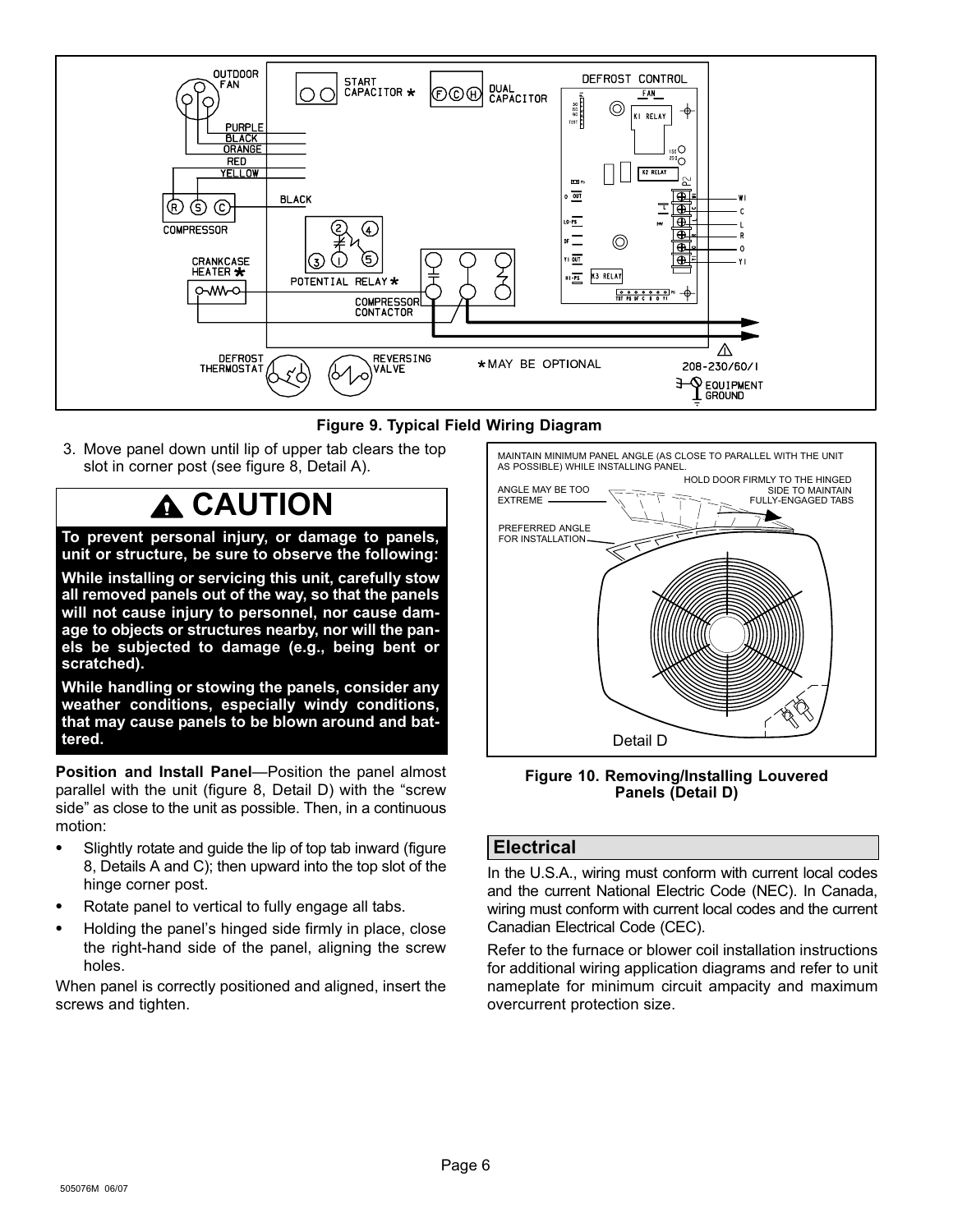**Figure 9. Typical Field Wiring Diagram**

3. Move panel down until lip of upper tab clears the top slot in corner post (see figure 8, Detail A).

## ⚠ CAUTION

**To prevent personal injury, or damage to panels, unit or structure, be sure to observe the following:**

**While installing or servicing this unit, carefully stow all removed panels out of the way, so that the panels will not cause injury to personnel, nor cause damage to objects or structures nearby, nor will the panels be subjected to damage (e.g., being bent or scratched).**

**While handling or stowing the panels, consider any weather conditions, especially windy conditions, that may cause panels to be blown around and battered.**

**Position and Install Panel**—Position the panel almost parallel with the unit (figure 8, Detail D) with the “screw side” as close to the unit as possible. Then, in a continuous motion:

- Slightly rotate and guide the lip of top tab inward (figure 8, Details A and C); then upward into the top slot of the hinge corner post.
- Rotate panel to vertical to fully engage all tabs.
- Holding the panel’s hinged side firmly in place, close the right-hand side of the panel, aligning the screw holes.

When panel is correctly positioned and aligned, insert the screws and tighten.

**Figure 10. Removing/Installing Louvered Panels (Detail D)**

## Electrical

In the U.S.A., wiring must conform with current local codes and the current National Electric Code (NEC). In Canada, wiring must conform with current local codes and the current Canadian Electrical Code (CEC).

Refer to the furnace or blower coil installation instructions for additional wiring application diagrams and refer to unit nameplate for minimum circuit ampacity and maximum overcurrent protection size.

505076M 06/07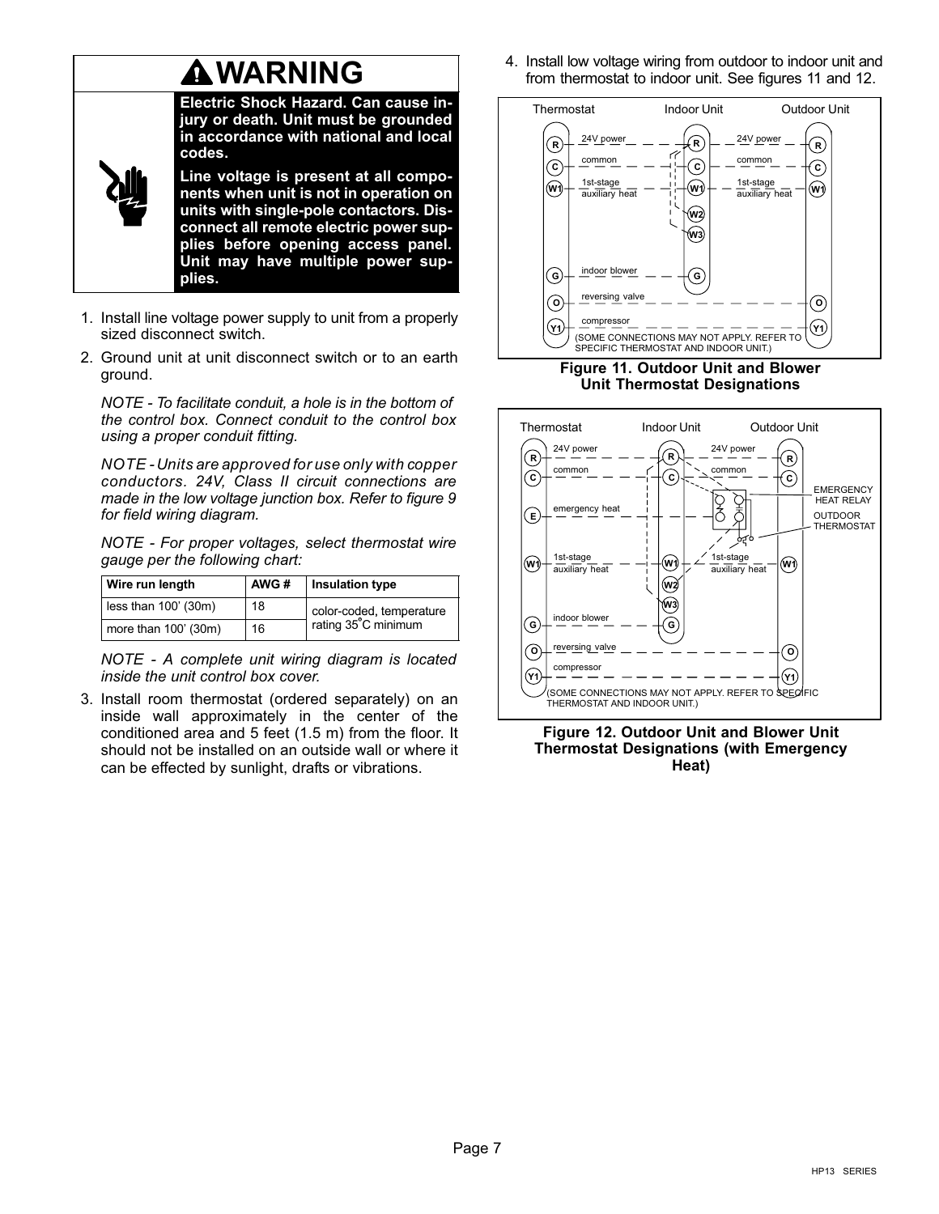## WARNING

**Electric Shock Hazard. Can cause injury or death. Unit must be grounded in accordance with national and local codes.**

**Line voltage is present at all components when unit is not in operation on units with single-pole contactors. Disconnect all remote electric power supplies before opening access panel. Unit may have multiple power supplies.**

1. Install line voltage power supply to unit from a properly sized disconnect switch.
2. Ground unit at unit disconnect switch or to an earth ground.

   *NOTE - To facilitate conduit, a hole is in the bottom of the control box. Connect conduit to the control box using a proper conduit fitting.*

   *NOTE - Units are approved for use only with copper conductors. 24V, Class II circuit connections are made in the low voltage junction box. Refer to figure 9 for field wiring diagram.*

   *NOTE - For proper voltages, select thermostat wire gauge per the following chart:*

| Wire run length | AWG # | Insulation type |
|---|---|---|
| less than 100' (30m) | 18 | color-coded, temperature rating 35°C minimum |
| more than 100' (30m) | 16 | |

   *NOTE - A complete unit wiring diagram is located inside the unit control box cover.*

3. Install room thermostat (ordered separately) on an inside wall approximately in the center of the conditioned area and 5 feet (1.5 m) from the floor. It should not be installed on an outside wall or where it can be effected by sunlight, drafts or vibrations.
4. Install low voltage wiring from outdoor to indoor unit and from thermostat to indoor unit. See figures 11 and 12.

Thermostat | Indoor Unit | Outdoor Unit

R — 24V power — R — 24V power — R
C — common — C — common — C
W1 — 1st-stage auxiliary heat — W1 — 1st-stage auxiliary heat — W1
W2
W3
G — indoor blower — G
O — reversing valve — O
Y1 — compressor — Y1

(SOME CONNECTIONS MAY NOT APPLY. REFER TO SPECIFIC THERMOSTAT AND INDOOR UNIT.)

**Figure 11. Outdoor Unit and Blower Unit Thermostat Designations**

Thermostat | Indoor Unit | Outdoor Unit

R — 24V power — R — 24V power — R
C — common — C — common — C
E — emergency heat — EMERGENCY HEAT RELAY, OUTDOOR THERMOSTAT
W1 — 1st-stage auxiliary heat — W1 — 1st-stage auxiliary heat — W1
W2
W3
G — indoor blower — G
O — reversing valve — O
Y1 — compressor — Y1

(SOME CONNECTIONS MAY NOT APPLY. REFER TO SPECIFIC THERMOSTAT AND INDOOR UNIT.)

**Figure 12. Outdoor Unit and Blower Unit Thermostat Designations (with Emergency Heat)**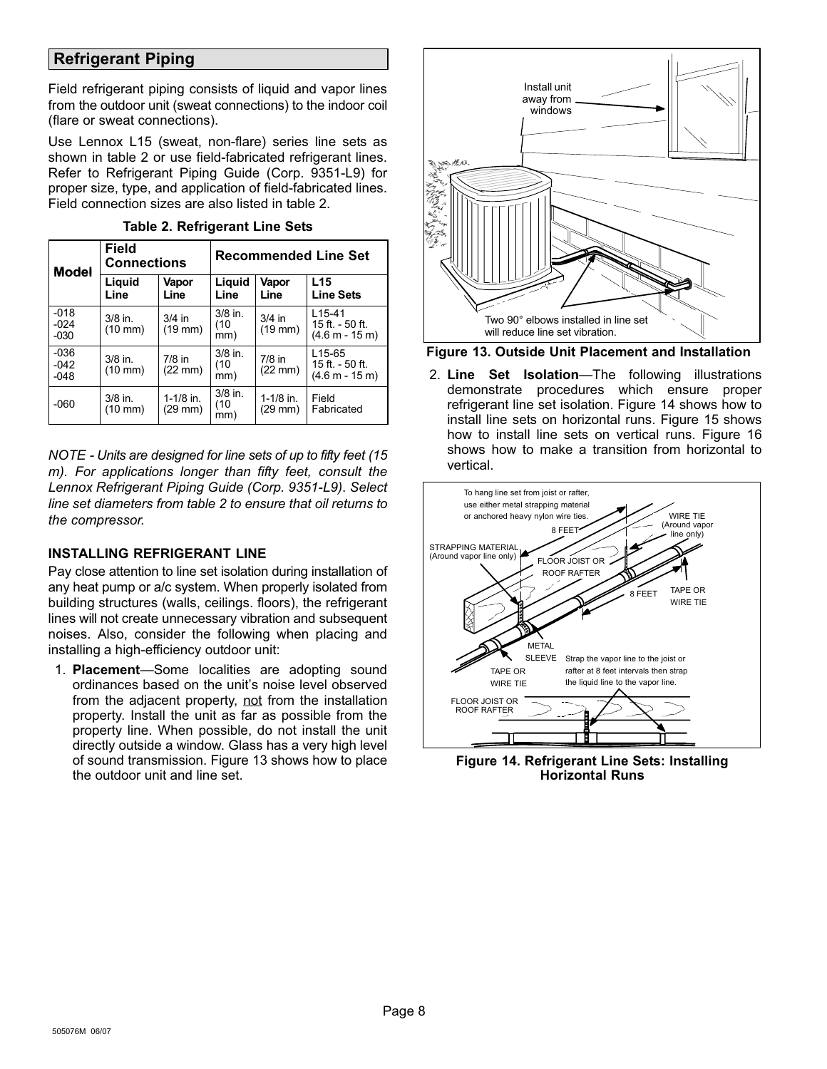## Refrigerant Piping

Field refrigerant piping consists of liquid and vapor lines from the outdoor unit (sweat connections) to the indoor coil (flare or sweat connections).

Use Lennox L15 (sweat, non-flare) series line sets as shown in table 2 or use field-fabricated refrigerant lines. Refer to Refrigerant Piping Guide (Corp. 9351-L9) for proper size, type, and application of field-fabricated lines. Field connection sizes are also listed in table 2.

**Table 2. Refrigerant Line Sets**

| Model | Field Connections | | Recommended Line Set | | |
|---|---|---|---|---|---|
| | Liquid Line | Vapor Line | Liquid Line | Vapor Line | L15 Line Sets |
| -018 -024 -030 | 3/8 in. (10 mm) | 3/4 in (19 mm) | 3/8 in. (10 mm) | 3/4 in (19 mm) | L15-41 15 ft. - 50 ft. (4.6 m - 15 m) |
| -036 -042 -048 | 3/8 in. (10 mm) | 7/8 in (22 mm) | 3/8 in. (10 mm) | 7/8 in (22 mm) | L15-65 15 ft. - 50 ft. (4.6 m - 15 m) |
| -060 | 3/8 in. (10 mm) | 1-1/8 in. (29 mm) | 3/8 in. (10 mm) | 1-1/8 in. (29 mm) | Field Fabricated |

*NOTE - Units are designed for line sets of up to fifty feet (15 m). For applications longer than fifty feet, consult the Lennox Refrigerant Piping Guide (Corp. 9351-L9). Select line set diameters from table 2 to ensure that oil returns to the compressor.*

### INSTALLING REFRIGERANT LINE

Pay close attention to line set isolation during installation of any heat pump or a/c system. When properly isolated from building structures (walls, ceilings. floors), the refrigerant lines will not create unnecessary vibration and subsequent noises. Also, consider the following when placing and installing a high-efficiency outdoor unit:

1. **Placement**—Some localities are adopting sound ordinances based on the unit's noise level observed from the adjacent property, not from the installation property. Install the unit as far as possible from the property line. When possible, do not install the unit directly outside a window. Glass has a very high level of sound transmission. Figure 13 shows how to place the outdoor unit and line set.

Install unit away from windows

Two 90° elbows installed in line set will reduce line set vibration.

**Figure 13. Outside Unit Placement and Installation**

2. **Line Set Isolation**—The following illustrations demonstrate procedures which ensure proper refrigerant line set isolation. Figure 14 shows how to install line sets on horizontal runs. Figure 15 shows how to install line sets on vertical runs. Figure 16 shows how to make a transition from horizontal to vertical.

To hang line set from joist or rafter, use either metal strapping material or anchored heavy nylon wire ties.

WIRE TIE (Around vapor line only)

8 FEET

STRAPPING MATERIAL (Around vapor line only)

FLOOR JOIST OR ROOF RAFTER

8 FEET

TAPE OR WIRE TIE

METAL SLEEVE

TAPE OR WIRE TIE

Strap the vapor line to the joist or rafter at 8 feet intervals then strap the liquid line to the vapor line.

FLOOR JOIST OR ROOF RAFTER

**Figure 14. Refrigerant Line Sets: Installing Horizontal Runs**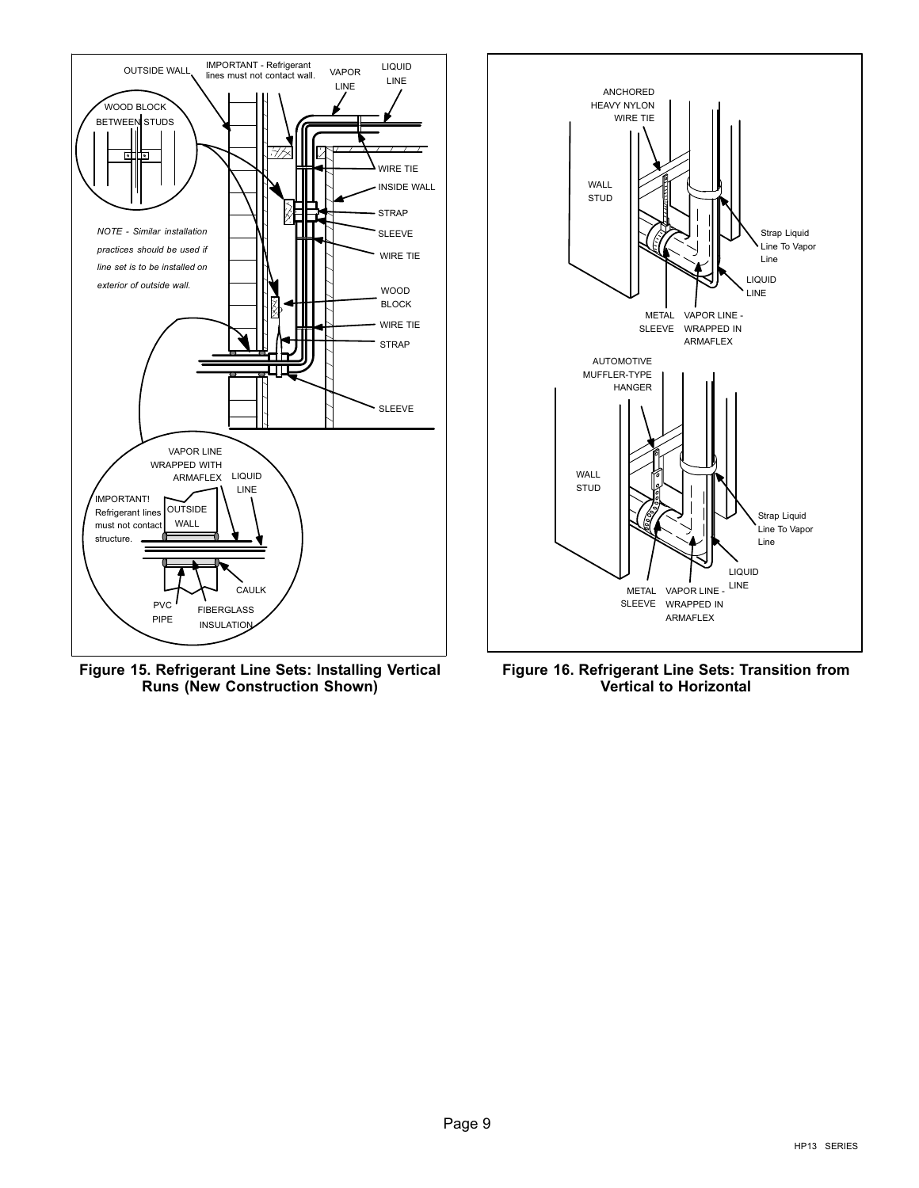**Figure 15. Refrigerant Line Sets: Installing Vertical Runs (New Construction Shown)**

**Figure 16. Refrigerant Line Sets: Transition from Vertical to Horizontal**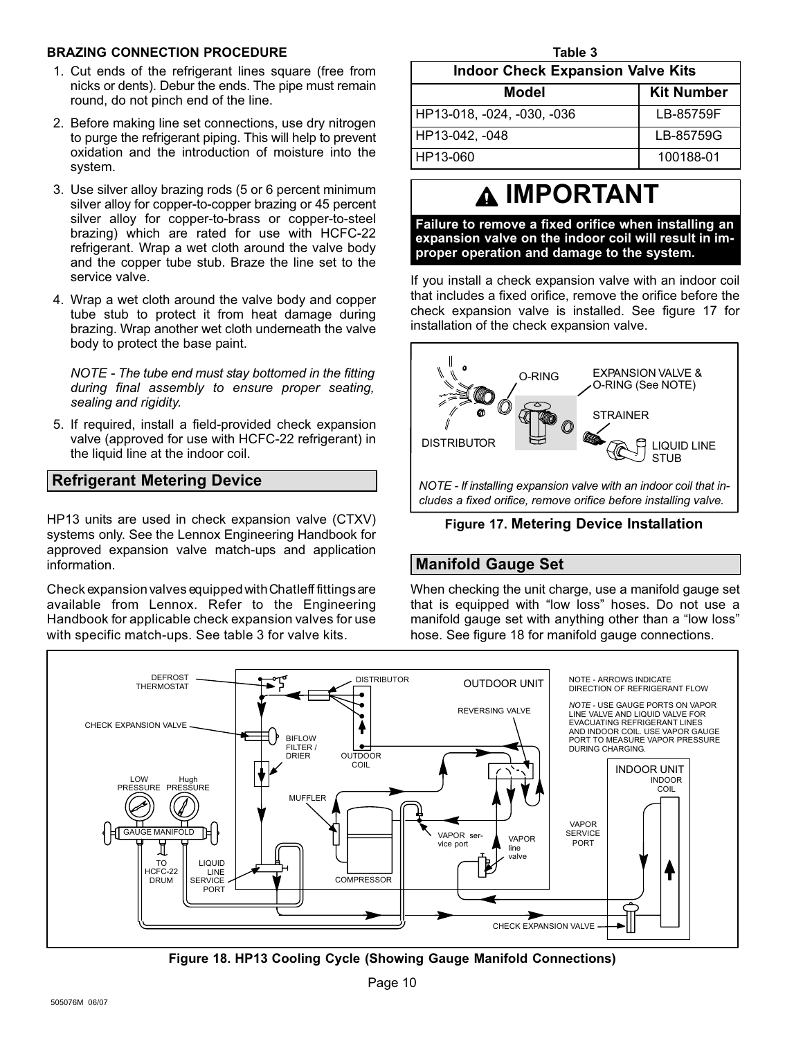**BRAZING CONNECTION PROCEDURE**

1. Cut ends of the refrigerant lines square (free from nicks or dents). Debur the ends. The pipe must remain round, do not pinch end of the line.
2. Before making line set connections, use dry nitrogen to purge the refrigerant piping. This will help to prevent oxidation and the introduction of moisture into the system.
3. Use silver alloy brazing rods (5 or 6 percent minimum silver alloy for copper-to-copper brazing or 45 percent silver alloy for copper-to-brass or copper-to-steel brazing) which are rated for use with HCFC-22 refrigerant. Wrap a wet cloth around the valve body and the copper tube stub. Braze the line set to the service valve.
4. Wrap a wet cloth around the valve body and copper tube stub to protect it from heat damage during brazing. Wrap another wet cloth underneath the valve body to protect the base paint.

   *NOTE - The tube end must stay bottomed in the fitting during final assembly to ensure proper seating, sealing and rigidity.*

5. If required, install a field-provided check expansion valve (approved for use with HCFC-22 refrigerant) in the liquid line at the indoor coil.

## Refrigerant Metering Device

HP13 units are used in check expansion valve (CTXV) systems only. See the Lennox Engineering Handbook for approved expansion valve match-ups and application information.

Check expansion valves equipped with Chatleff fittings are available from Lennox. Refer to the Engineering Handbook for applicable check expansion valves for use with specific match-ups. See table 3 for valve kits.

Table 3

**Indoor Check Expansion Valve Kits**

| Model | Kit Number |
|---|---|
| HP13-018, -024, -030, -036 | LB-85759F |
| HP13-042, -048 | LB-85759G |
| HP13-060 | 100188-01 |

**⚠ IMPORTANT**

**Failure to remove a fixed orifice when installing an expansion valve on the indoor coil will result in improper operation and damage to the system.**

If you install a check expansion valve with an indoor coil that includes a fixed orifice, remove the orifice before the check expansion valve is installed. See figure 17 for installation of the check expansion valve.

DISTRIBUTOR, O-RING, EXPANSION VALVE & O-RING (See NOTE), STRAINER, LIQUID LINE STUB

*NOTE - If installing expansion valve with an indoor coil that includes a fixed orifice, remove orifice before installing valve.*

**Figure 17. Metering Device Installation**

## Manifold Gauge Set

When checking the unit charge, use a manifold gauge set that is equipped with “low loss” hoses. Do not use a manifold gauge set with anything other than a “low loss” hose. See figure 18 for manifold gauge connections.

NOTE - ARROWS INDICATE DIRECTION OF REFRIGERANT FLOW

*NOTE* - USE GAUGE PORTS ON VAPOR LINE VALVE AND LIQUID VALVE FOR EVACUATING REFRIGERANT LINES AND INDOOR COIL. USE VAPOR GAUGE PORT TO MEASURE VAPOR PRESSURE DURING CHARGING.

**Figure 18. HP13 Cooling Cycle (Showing Gauge Manifold Connections)**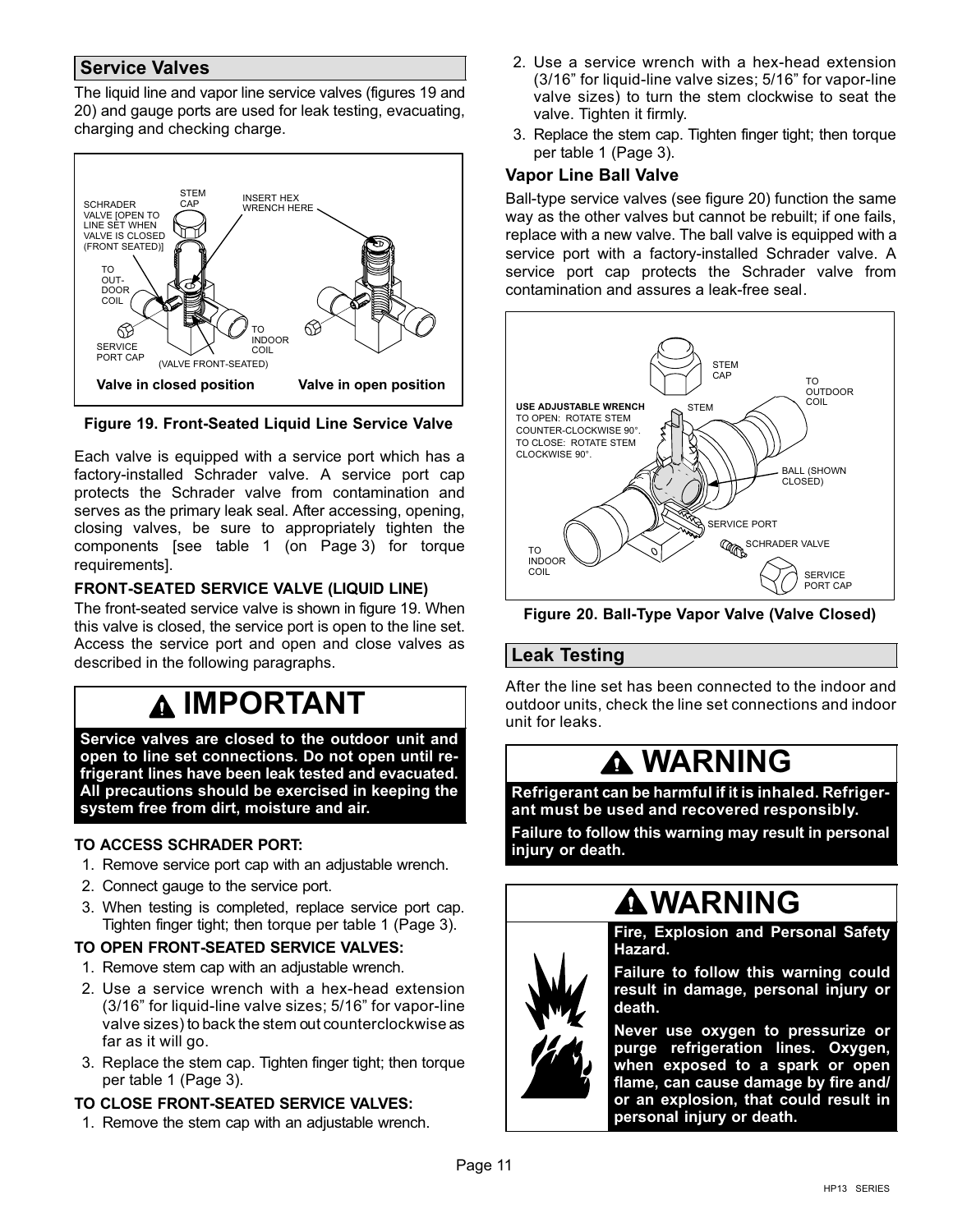## Service Valves

The liquid line and vapor line service valves (figures 19 and 20) and gauge ports are used for leak testing, evacuating, charging and checking charge.

**Figure 19. Front-Seated Liquid Line Service Valve**

Each valve is equipped with a service port which has a factory-installed Schrader valve. A service port cap protects the Schrader valve from contamination and serves as the primary leak seal. After accessing, opening, closing valves, be sure to appropriately tighten the components [see table 1 (on Page 3) for torque requirements].

### FRONT-SEATED SERVICE VALVE (LIQUID LINE)

The front-seated service valve is shown in figure 19. When this valve is closed, the service port is open to the line set. Access the service port and open and close valves as described in the following paragraphs.

> **⚠ IMPORTANT**
>
> **Service valves are closed to the outdoor unit and open to line set connections. Do not open until refrigerant lines have been leak tested and evacuated. All precautions should be exercised in keeping the system free from dirt, moisture and air.**

### TO ACCESS SCHRADER PORT:

1. Remove service port cap with an adjustable wrench.
2. Connect gauge to the service port.
3. When testing is completed, replace service port cap. Tighten finger tight; then torque per table 1 (Page 3).

### TO OPEN FRONT-SEATED SERVICE VALVES:

1. Remove stem cap with an adjustable wrench.
2. Use a service wrench with a hex-head extension (3/16" for liquid-line valve sizes; 5/16" for vapor-line valve sizes) to back the stem out counterclockwise as far as it will go.
3. Replace the stem cap. Tighten finger tight; then torque per table 1 (Page 3).

### TO CLOSE FRONT-SEATED SERVICE VALVES:

1. Remove the stem cap with an adjustable wrench.
2. Use a service wrench with a hex-head extension (3/16" for liquid-line valve sizes; 5/16" for vapor-line valve sizes) to turn the stem clockwise to seat the valve. Tighten it firmly.
3. Replace the stem cap. Tighten finger tight; then torque per table 1 (Page 3).

### Vapor Line Ball Valve

Ball-type service valves (see figure 20) function the same way as the other valves but cannot be rebuilt; if one fails, replace with a new valve. The ball valve is equipped with a service port with a factory-installed Schrader valve. A service port cap protects the Schrader valve from contamination and assures a leak-free seal.

**Figure 20. Ball-Type Vapor Valve (Valve Closed)**

## Leak Testing

After the line set has been connected to the indoor and outdoor units, check the line set connections and indoor unit for leaks.

> **⚠ WARNING**
>
> **Refrigerant can be harmful if it is inhaled. Refrigerant must be used and recovered responsibly.**
>
> **Failure to follow this warning may result in personal injury or death.**

> **⚠ WARNING**
>
> **Fire, Explosion and Personal Safety Hazard.**
>
> **Failure to follow this warning could result in damage, personal injury or death.**
>
> **Never use oxygen to pressurize or purge refrigeration lines. Oxygen, when exposed to a spark or open flame, can cause damage by fire and/or an explosion, that could result in personal injury or death.**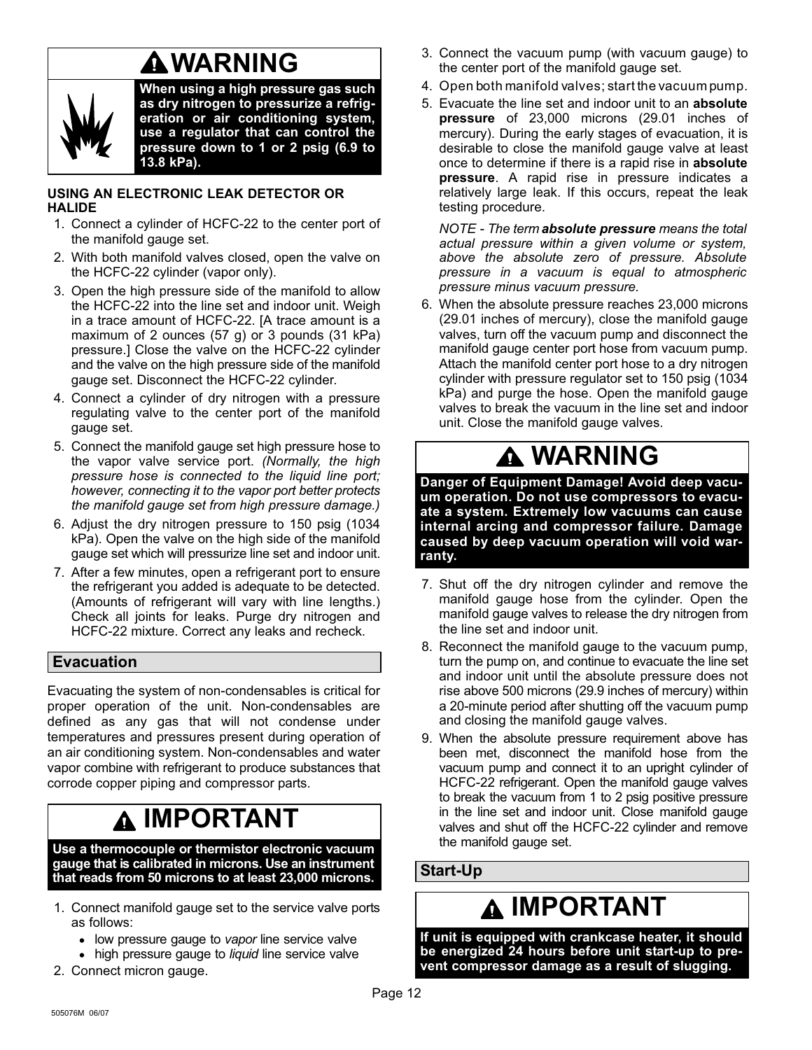## ⚠WARNING

**When using a high pressure gas such as dry nitrogen to pressurize a refrigeration or air conditioning system, use a regulator that can control the pressure down to 1 or 2 psig (6.9 to 13.8 kPa).**

### USING AN ELECTRONIC LEAK DETECTOR OR HALIDE

1. Connect a cylinder of HCFC-22 to the center port of the manifold gauge set.
2. With both manifold valves closed, open the valve on the HCFC-22 cylinder (vapor only).
3. Open the high pressure side of the manifold to allow the HCFC-22 into the line set and indoor unit. Weigh in a trace amount of HCFC-22. [A trace amount is a maximum of 2 ounces (57 g) or 3 pounds (31 kPa) pressure.] Close the valve on the HCFC-22 cylinder and the valve on the high pressure side of the manifold gauge set. Disconnect the HCFC-22 cylinder.
4. Connect a cylinder of dry nitrogen with a pressure regulating valve to the center port of the manifold gauge set.
5. Connect the manifold gauge set high pressure hose to the vapor valve service port. *(Normally, the high pressure hose is connected to the liquid line port; however, connecting it to the vapor port better protects the manifold gauge set from high pressure damage.)*
6. Adjust the dry nitrogen pressure to 150 psig (1034 kPa). Open the valve on the high side of the manifold gauge set which will pressurize line set and indoor unit.
7. After a few minutes, open a refrigerant port to ensure the refrigerant you added is adequate to be detected. (Amounts of refrigerant will vary with line lengths.) Check all joints for leaks. Purge dry nitrogen and HCFC-22 mixture. Correct any leaks and recheck.

## Evacuation

Evacuating the system of non-condensables is critical for proper operation of the unit. Non-condensables are defined as any gas that will not condense under temperatures and pressures present during operation of an air conditioning system. Non-condensables and water vapor combine with refrigerant to produce substances that corrode copper piping and compressor parts.

## ⚠ IMPORTANT

**Use a thermocouple or thermistor electronic vacuum gauge that is calibrated in microns. Use an instrument that reads from 50 microns to at least 23,000 microns.**

1. Connect manifold gauge set to the service valve ports as follows:
   - low pressure gauge to *vapor* line service valve
   - high pressure gauge to *liquid* line service valve
2. Connect micron gauge.
3. Connect the vacuum pump (with vacuum gauge) to the center port of the manifold gauge set.
4. Open both manifold valves; start the vacuum pump.
5. Evacuate the line set and indoor unit to an **absolute pressure** of 23,000 microns (29.01 inches of mercury). During the early stages of evacuation, it is desirable to close the manifold gauge valve at least once to determine if there is a rapid rise in **absolute pressure**. A rapid rise in pressure indicates a relatively large leak. If this occurs, repeat the leak testing procedure.

   *NOTE - The term* ***absolute pressure*** *means the total actual pressure within a given volume or system, above the absolute zero of pressure. Absolute pressure in a vacuum is equal to atmospheric pressure minus vacuum pressure.*
6. When the absolute pressure reaches 23,000 microns (29.01 inches of mercury), close the manifold gauge valves, turn off the vacuum pump and disconnect the manifold gauge center port hose from vacuum pump. Attach the manifold center port hose to a dry nitrogen cylinder with pressure regulator set to 150 psig (1034 kPa) and purge the hose. Open the manifold gauge valves to break the vacuum in the line set and indoor unit. Close the manifold gauge valves.

## ⚠ WARNING

**Danger of Equipment Damage! Avoid deep vacuum operation. Do not use compressors to evacuate a system. Extremely low vacuums can cause internal arcing and compressor failure. Damage caused by deep vacuum operation will void warranty.**

7. Shut off the dry nitrogen cylinder and remove the manifold gauge hose from the cylinder. Open the manifold gauge valves to release the dry nitrogen from the line set and indoor unit.
8. Reconnect the manifold gauge to the vacuum pump, turn the pump on, and continue to evacuate the line set and indoor unit until the absolute pressure does not rise above 500 microns (29.9 inches of mercury) within a 20-minute period after shutting off the vacuum pump and closing the manifold gauge valves.
9. When the absolute pressure requirement above has been met, disconnect the manifold hose from the vacuum pump and connect it to an upright cylinder of HCFC-22 refrigerant. Open the manifold gauge valves to break the vacuum from 1 to 2 psig positive pressure in the line set and indoor unit. Close manifold gauge valves and shut off the HCFC-22 cylinder and remove the manifold gauge set.

## Start-Up

## ⚠ IMPORTANT

**If unit is equipped with crankcase heater, it should be energized 24 hours before unit start-up to prevent compressor damage as a result of slugging.**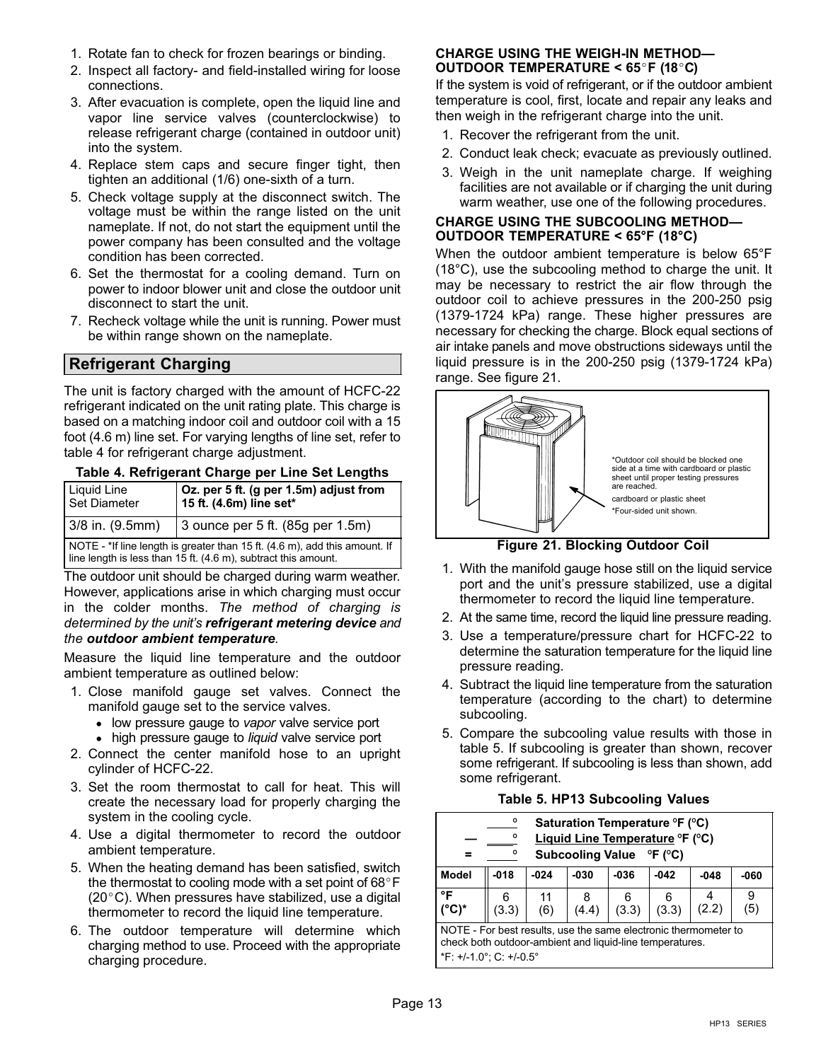1. Rotate fan to check for frozen bearings or binding.
2. Inspect all factory- and field-installed wiring for loose connections.
3. After evacuation is complete, open the liquid line and vapor line service valves (counterclockwise) to release refrigerant charge (contained in outdoor unit) into the system.
4. Replace stem caps and secure finger tight, then tighten an additional (1/6) one-sixth of a turn.
5. Check voltage supply at the disconnect switch. The voltage must be within the range listed on the unit nameplate. If not, do not start the equipment until the power company has been consulted and the voltage condition has been corrected.
6. Set the thermostat for a cooling demand. Turn on power to indoor blower unit and close the outdoor unit disconnect to start the unit.
7. Recheck voltage while the unit is running. Power must be within range shown on the nameplate.

## Refrigerant Charging

The unit is factory charged with the amount of HCFC-22 refrigerant indicated on the unit rating plate. This charge is based on a matching indoor coil and outdoor coil with a 15 foot (4.6 m) line set. For varying lengths of line set, refer to table 4 for refrigerant charge adjustment.

**Table 4. Refrigerant Charge per Line Set Lengths**

| Liquid Line Set Diameter | Oz. per 5 ft. (g per 1.5m) adjust from 15 ft. (4.6m) line set* |
|---|---|
| 3/8 in. (9.5mm) | 3 ounce per 5 ft. (85g per 1.5m) |

NOTE - *If line length is greater than 15 ft. (4.6 m), add this amount. If line length is less than 15 ft. (4.6 m), subtract this amount.

The outdoor unit should be charged during warm weather. However, applications arise in which charging must occur in the colder months. *The method of charging is determined by the unit's **refrigerant metering device** and the **outdoor ambient temperature**.*

Measure the liquid line temperature and the outdoor ambient temperature as outlined below:

1. Close manifold gauge set valves. Connect the manifold gauge set to the service valves.
   - low pressure gauge to *vapor* valve service port
   - high pressure gauge to *liquid* valve service port
2. Connect the center manifold hose to an upright cylinder of HCFC-22.
3. Set the room thermostat to call for heat. This will create the necessary load for properly charging the system in the cooling cycle.
4. Use a digital thermometer to record the outdoor ambient temperature.
5. When the heating demand has been satisfied, switch the thermostat to cooling mode with a set point of 68°F (20°C). When pressures have stabilized, use a digital thermometer to record the liquid line temperature.
6. The outdoor temperature will determine which charging method to use. Proceed with the appropriate charging procedure.

### CHARGE USING THE WEIGH-IN METHOD— OUTDOOR TEMPERATURE < 65°F (18°C)

If the system is void of refrigerant, or if the outdoor ambient temperature is cool, first, locate and repair any leaks and then weigh in the refrigerant charge into the unit.

1. Recover the refrigerant from the unit.
2. Conduct leak check; evacuate as previously outlined.
3. Weigh in the unit nameplate charge. If weighing facilities are not available or if charging the unit during warm weather, use one of the following procedures.

### CHARGE USING THE SUBCOOLING METHOD— OUTDOOR TEMPERATURE < 65°F (18°C)

When the outdoor ambient temperature is below 65°F (18°C), use the subcooling method to charge the unit. It may be necessary to restrict the air flow through the outdoor coil to achieve pressures in the 200-250 psig (1379-1724 kPa) range. These higher pressures are necessary for checking the charge. Block equal sections of air intake panels and move obstructions sideways until the liquid pressure is in the 200-250 psig (1379-1724 kPa) range. See figure 21.

*Outdoor coil should be blocked one side at a time with cardboard or plastic sheet until proper testing pressures are reached.

cardboard or plastic sheet

*Four-sided unit shown.

**Figure 21. Blocking Outdoor Coil**

1. With the manifold gauge hose still on the liquid service port and the unit's pressure stabilized, use a digital thermometer to record the liquid line temperature.
2. At the same time, record the liquid line pressure reading.
3. Use a temperature/pressure chart for HCFC-22 to determine the saturation temperature for the liquid line pressure reading.
4. Subtract the liquid line temperature from the saturation temperature (according to the chart) to determine subcooling.
5. Compare the subcooling value results with those in table 5. If subcooling is greater than shown, recover some refrigerant. If subcooling is less than shown, add some refrigerant.

**Table 5. HP13 Subcooling Values**

| | ___° | Saturation Temperature °F (°C) |
|---|---|---|
| — | ___° | Liquid Line Temperature °F (°C) |
| = | ___° | Subcooling Value °F (°C) |

| Model | -018 | -024 | -030 | -036 | -042 | -048 | -060 |
|---|---|---|---|---|---|---|---|
| °F (°C)* | 6 (3.3) | 11 (6) | 8 (4.4) | 6 (3.3) | 6 (3.3) | 4 (2.2) | 9 (5) |

NOTE - For best results, use the same electronic thermometer to check both outdoor-ambient and liquid-line temperatures.

*F: +/-1.0°; C: +/-0.5°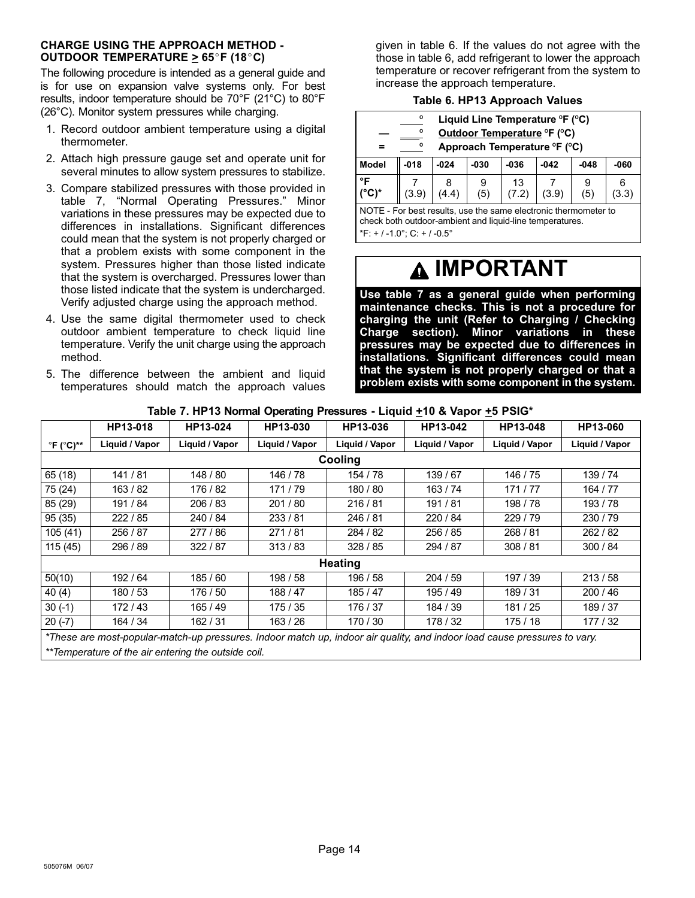### CHARGE USING THE APPROACH METHOD - OUTDOOR TEMPERATURE ≥ 65°F (18°C)

The following procedure is intended as a general guide and is for use on expansion valve systems only. For best results, indoor temperature should be 70°F (21°C) to 80°F (26°C). Monitor system pressures while charging.

1. Record outdoor ambient temperature using a digital thermometer.
2. Attach high pressure gauge set and operate unit for several minutes to allow system pressures to stabilize.
3. Compare stabilized pressures with those provided in table 7, "Normal Operating Pressures." Minor variations in these pressures may be expected due to differences in installations. Significant differences could mean that the system is not properly charged or that a problem exists with some component in the system. Pressures higher than those listed indicate that the system is overcharged. Pressures lower than those listed indicate that the system is undercharged. Verify adjusted charge using the approach method.
4. Use the same digital thermometer used to check outdoor ambient temperature to check liquid line temperature. Verify the unit charge using the approach method.
5. The difference between the ambient and liquid temperatures should match the approach values given in table 6. If the values do not agree with the those in table 6, add refrigerant to lower the approach temperature or recover refrigerant from the system to increase the approach temperature.

**Table 6. HP13 Approach Values**

| | | |
|---|---|---|
| | ____° | **Liquid Line Temperature °F (°C)** |
| — | ____° | **Outdoor Temperature °F (°C)** |
| = | ____° | **Approach Temperature °F (°C)** |

| Model | -018 | -024 | -030 | -036 | -042 | -048 | -060 |
|---|---|---|---|---|---|---|---|
| °F (°C)* | 7 (3.9) | 8 (4.4) | 9 (5) | 13 (7.2) | 7 (3.9) | 9 (5) | 6 (3.3) |

NOTE - For best results, use the same electronic thermometer to check both outdoor-ambient and liquid-line temperatures.

*F: + / -1.0°; C: + / -0.5°

## IMPORTANT

**Use table 7 as a general guide when performing maintenance checks. This is not a procedure for charging the unit (Refer to Charging / Checking Charge section). Minor variations in these pressures may be expected due to differences in installations. Significant differences could mean that the system is not properly charged or that a problem exists with some component in the system.**

**Table 7. HP13 Normal Operating Pressures - Liquid +10 & Vapor +5 PSIG***

| | HP13-018 | HP13-024 | HP13-030 | HP13-036 | HP13-042 | HP13-048 | HP13-060 |
|---|---|---|---|---|---|---|---|
| °F (°C)** | Liquid / Vapor | Liquid / Vapor | Liquid / Vapor | Liquid / Vapor | Liquid / Vapor | Liquid / Vapor | Liquid / Vapor |
| **Cooling** | | | | | | | |
| 65 (18) | 141 / 81 | 148 / 80 | 146 / 78 | 154 / 78 | 139 / 67 | 146 / 75 | 139 / 74 |
| 75 (24) | 163 / 82 | 176 / 82 | 171 / 79 | 180 / 80 | 163 / 74 | 171 / 77 | 164 / 77 |
| 85 (29) | 191 / 84 | 206 / 83 | 201 / 80 | 216 / 81 | 191 / 81 | 198 / 78 | 193 / 78 |
| 95 (35) | 222 / 85 | 240 / 84 | 233 / 81 | 246 / 81 | 220 / 84 | 229 / 79 | 230 / 79 |
| 105 (41) | 256 / 87 | 277 / 86 | 271 / 81 | 284 / 82 | 256 / 85 | 268 / 81 | 262 / 82 |
| 115 (45) | 296 / 89 | 322 / 87 | 313 / 83 | 328 / 85 | 294 / 87 | 308 / 81 | 300 / 84 |
| **Heating** | | | | | | | |
| 50(10) | 192 / 64 | 185 / 60 | 198 / 58 | 196 / 58 | 204 / 59 | 197 / 39 | 213 / 58 |
| 40 (4) | 180 / 53 | 176 / 50 | 188 / 47 | 185 / 47 | 195 / 49 | 189 / 31 | 200 / 46 |
| 30 (-1) | 172 / 43 | 165 / 49 | 175 / 35 | 176 / 37 | 184 / 39 | 181 / 25 | 189 / 37 |
| 20 (-7) | 164 / 34 | 162 / 31 | 163 / 26 | 170 / 30 | 178 / 32 | 175 / 18 | 177 / 32 |

*These are most-popular-match-up pressures. Indoor match up, indoor air quality, and indoor load cause pressures to vary.*

***Temperature of the air entering the outside coil.*

505076M 06/07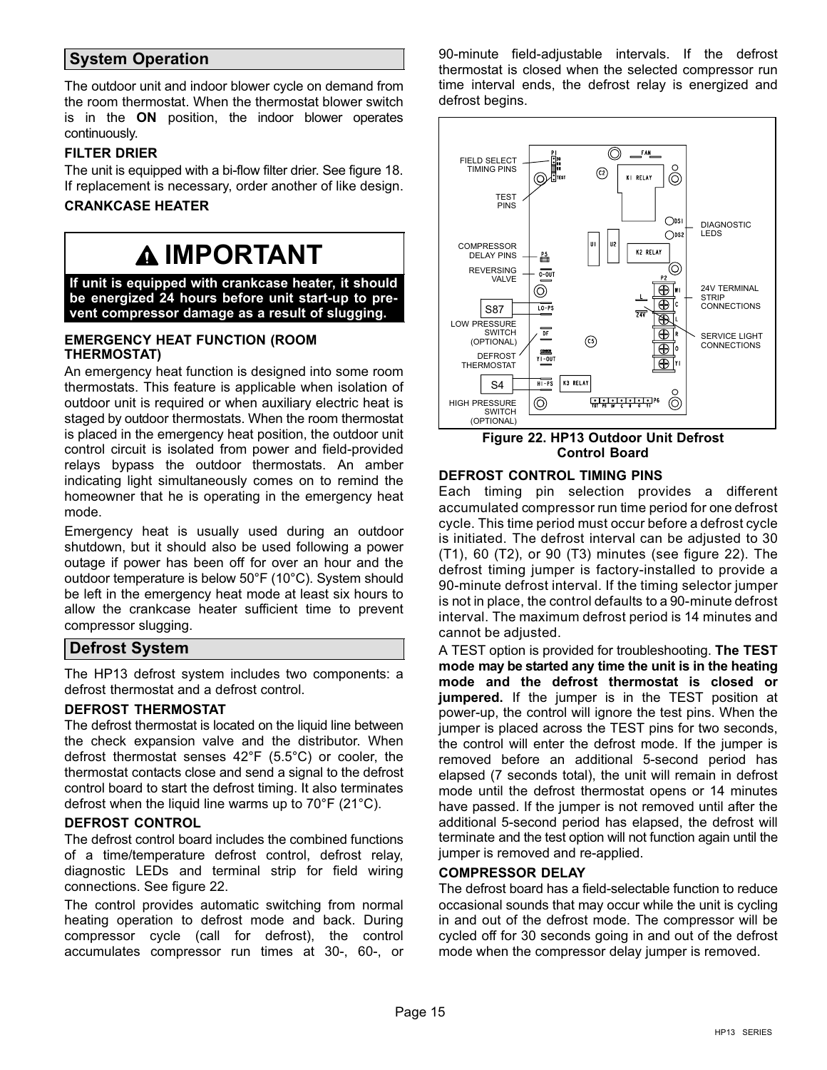## System Operation

The outdoor unit and indoor blower cycle on demand from the room thermostat. When the thermostat blower switch is in the **ON** position, the indoor blower operates continuously.

### FILTER DRIER

The unit is equipped with a bi-flow filter drier. See figure 18. If replacement is necessary, order another of like design.

### CRANKCASE HEATER

> **⚠ IMPORTANT**
>
> **If unit is equipped with crankcase heater, it should be energized 24 hours before unit start-up to prevent compressor damage as a result of slugging.**

### EMERGENCY HEAT FUNCTION (ROOM THERMOSTAT)

An emergency heat function is designed into some room thermostats. This feature is applicable when isolation of outdoor unit is required or when auxiliary electric heat is staged by outdoor thermostats. When the room thermostat is placed in the emergency heat position, the outdoor unit control circuit is isolated from power and field-provided relays bypass the outdoor thermostats. An amber indicating light simultaneously comes on to remind the homeowner that he is operating in the emergency heat mode.

Emergency heat is usually used during an outdoor shutdown, but it should also be used following a power outage if power has been off for over an hour and the outdoor temperature is below 50°F (10°C). System should be left in the emergency heat mode at least six hours to allow the crankcase heater sufficient time to prevent compressor slugging.

## Defrost System

The HP13 defrost system includes two components: a defrost thermostat and a defrost control.

### DEFROST THERMOSTAT

The defrost thermostat is located on the liquid line between the check expansion valve and the distributor. When defrost thermostat senses 42°F (5.5°C) or cooler, the thermostat contacts close and send a signal to the defrost control board to start the defrost timing. It also terminates defrost when the liquid line warms up to 70°F (21°C).

### DEFROST CONTROL

The defrost control board includes the combined functions of a time/temperature defrost control, defrost relay, diagnostic LEDs and terminal strip for field wiring connections. See figure 22.

The control provides automatic switching from normal heating operation to defrost mode and back. During compressor cycle (call for defrost), the control accumulates compressor run times at 30-, 60-, or 90-minute field-adjustable intervals. If the defrost thermostat is closed when the selected compressor run time interval ends, the defrost relay is energized and defrost begins.

FIELD SELECT TIMING PINS, TEST PINS, COMPRESSOR DELAY PINS, REVERSING VALVE, S87 LOW PRESSURE SWITCH (OPTIONAL), DEFROST THERMOSTAT, S4 HIGH PRESSURE SWITCH (OPTIONAL), DIAGNOSTIC LEDS, 24V TERMINAL STRIP CONNECTIONS, SERVICE LIGHT CONNECTIONS

**Figure 22. HP13 Outdoor Unit Defrost Control Board**

### DEFROST CONTROL TIMING PINS

Each timing pin selection provides a different accumulated compressor run time period for one defrost cycle. This time period must occur before a defrost cycle is initiated. The defrost interval can be adjusted to 30 (T1), 60 (T2), or 90 (T3) minutes (see figure 22). The defrost timing jumper is factory-installed to provide a 90-minute defrost interval. If the timing selector jumper is not in place, the control defaults to a 90-minute defrost interval. The maximum defrost period is 14 minutes and cannot be adjusted.

A TEST option is provided for troubleshooting. **The TEST mode may be started any time the unit is in the heating mode and the defrost thermostat is closed or jumpered.** If the jumper is in the TEST position at power-up, the control will ignore the test pins. When the jumper is placed across the TEST pins for two seconds, the control will enter the defrost mode. If the jumper is removed before an additional 5-second period has elapsed (7 seconds total), the unit will remain in defrost mode until the defrost thermostat opens or 14 minutes have passed. If the jumper is not removed until after the additional 5-second period has elapsed, the defrost will terminate and the test option will not function again until the jumper is removed and re-applied.

### COMPRESSOR DELAY

The defrost board has a field-selectable function to reduce occasional sounds that may occur while the unit is cycling in and out of the defrost mode. The compressor will be cycled off for 30 seconds going in and out of the defrost mode when the compressor delay jumper is removed.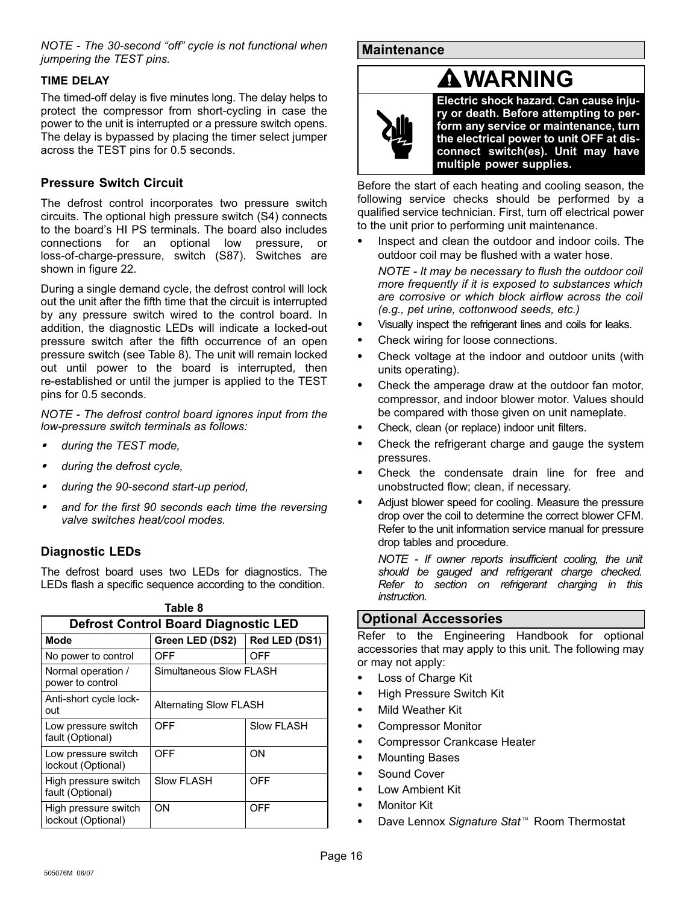*NOTE - The 30-second "off" cycle is not functional when jumpering the TEST pins.*

**TIME DELAY**

The timed-off delay is five minutes long. The delay helps to protect the compressor from short-cycling in case the power to the unit is interrupted or a pressure switch opens. The delay is bypassed by placing the timer select jumper across the TEST pins for 0.5 seconds.

### Pressure Switch Circuit

The defrost control incorporates two pressure switch circuits. The optional high pressure switch (S4) connects to the board's HI PS terminals. The board also includes connections for an optional low pressure, or loss-of-charge-pressure, switch (S87). Switches are shown in figure 22.

During a single demand cycle, the defrost control will lock out the unit after the fifth time that the circuit is interrupted by any pressure switch wired to the control board. In addition, the diagnostic LEDs will indicate a locked-out pressure switch after the fifth occurrence of an open pressure switch (see Table 8). The unit will remain locked out until power to the board is interrupted, then re-established or until the jumper is applied to the TEST pins for 0.5 seconds.

*NOTE - The defrost control board ignores input from the low-pressure switch terminals as follows:*

- *during the TEST mode,*
- *during the defrost cycle,*
- *during the 90-second start-up period,*
- *and for the first 90 seconds each time the reversing valve switches heat/cool modes.*

### Diagnostic LEDs

The defrost board uses two LEDs for diagnostics. The LEDs flash a specific sequence according to the condition.

**Table 8**

**Defrost Control Board Diagnostic LED**

| Mode | Green LED (DS2) | Red LED (DS1) |
|---|---|---|
| No power to control | OFF | OFF |
| Normal operation / power to control | Simultaneous Slow FLASH | |
| Anti-short cycle lock-out | Alternating Slow FLASH | |
| Low pressure switch fault (Optional) | OFF | Slow FLASH |
| Low pressure switch lockout (Optional) | OFF | ON |
| High pressure switch fault (Optional) | Slow FLASH | OFF |
| High pressure switch lockout (Optional) | ON | OFF |

## Maintenance

**⚠WARNING**

**Electric shock hazard. Can cause injury or death. Before attempting to perform any service or maintenance, turn the electrical power to unit OFF at disconnect switch(es). Unit may have multiple power supplies.**

Before the start of each heating and cooling season, the following service checks should be performed by a qualified service technician. First, turn off electrical power to the unit prior to performing unit maintenance.

- Inspect and clean the outdoor and indoor coils. The outdoor coil may be flushed with a water hose.

  *NOTE - It may be necessary to flush the outdoor coil more frequently if it is exposed to substances which are corrosive or which block airflow across the coil (e.g., pet urine, cottonwood seeds, etc.)*
- Visually inspect the refrigerant lines and coils for leaks.
- Check wiring for loose connections.
- Check voltage at the indoor and outdoor units (with units operating).
- Check the amperage draw at the outdoor fan motor, compressor, and indoor blower motor. Values should be compared with those given on unit nameplate.
- Check, clean (or replace) indoor unit filters.
- Check the refrigerant charge and gauge the system pressures.
- Check the condensate drain line for free and unobstructed flow; clean, if necessary.
- Adjust blower speed for cooling. Measure the pressure drop over the coil to determine the correct blower CFM. Refer to the unit information service manual for pressure drop tables and procedure.

  *NOTE - If owner reports insufficient cooling, the unit should be gauged and refrigerant charge checked. Refer to section on refrigerant charging in this instruction.*

## Optional Accessories

Refer to the Engineering Handbook for optional accessories that may apply to this unit. The following may or may not apply:

- Loss of Charge Kit
- High Pressure Switch Kit
- Mild Weather Kit
- Compressor Monitor
- Compressor Crankcase Heater
- Mounting Bases
- Sound Cover
- Low Ambient Kit
- Monitor Kit
- Dave Lennox *Signature Stat*™ Room Thermostat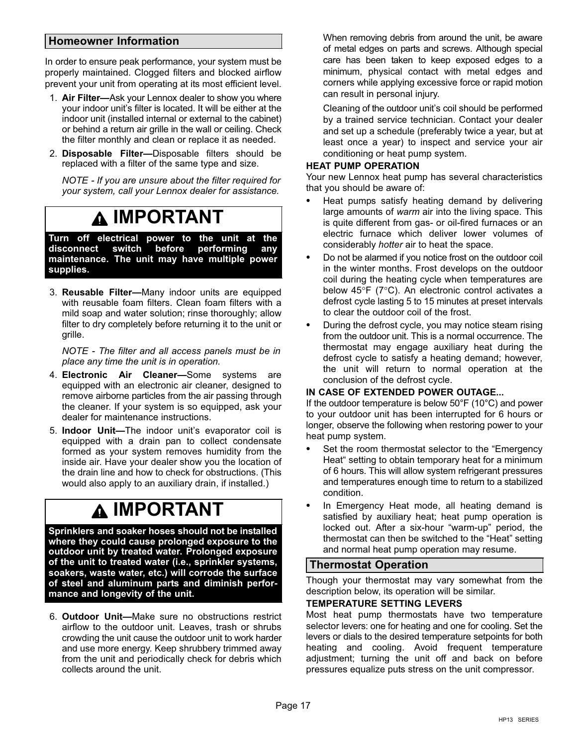## Homeowner Information

In order to ensure peak performance, your system must be properly maintained. Clogged filters and blocked airflow prevent your unit from operating at its most efficient level.

1. **Air Filter—**Ask your Lennox dealer to show you where your indoor unit's filter is located. It will be either at the indoor unit (installed internal or external to the cabinet) or behind a return air grille in the wall or ceiling. Check the filter monthly and clean or replace it as needed.
2. **Disposable Filter—**Disposable filters should be replaced with a filter of the same type and size.

   *NOTE - If you are unsure about the filter required for your system, call your Lennox dealer for assistance.*

> **⚠ IMPORTANT**
>
> **Turn off electrical power to the unit at the disconnect switch before performing any maintenance. The unit may have multiple power supplies.**

3. **Reusable Filter—**Many indoor units are equipped with reusable foam filters. Clean foam filters with a mild soap and water solution; rinse thoroughly; allow filter to dry completely before returning it to the unit or grille.

   *NOTE - The filter and all access panels must be in place any time the unit is in operation.*
4. **Electronic Air Cleaner—**Some systems are equipped with an electronic air cleaner, designed to remove airborne particles from the air passing through the cleaner. If your system is so equipped, ask your dealer for maintenance instructions.
5. **Indoor Unit—**The indoor unit's evaporator coil is equipped with a drain pan to collect condensate formed as your system removes humidity from the inside air. Have your dealer show you the location of the drain line and how to check for obstructions. (This would also apply to an auxiliary drain, if installed.)

> **⚠ IMPORTANT**
>
> **Sprinklers and soaker hoses should not be installed where they could cause prolonged exposure to the outdoor unit by treated water. Prolonged exposure of the unit to treated water (i.e., sprinkler systems, soakers, waste water, etc.) will corrode the surface of steel and aluminum parts and diminish performance and longevity of the unit.**

6. **Outdoor Unit—**Make sure no obstructions restrict airflow to the outdoor unit. Leaves, trash or shrubs crowding the unit cause the outdoor unit to work harder and use more energy. Keep shrubbery trimmed away from the unit and periodically check for debris which collects around the unit.

   When removing debris from around the unit, be aware of metal edges on parts and screws. Although special care has been taken to keep exposed edges to a minimum, physical contact with metal edges and corners while applying excessive force or rapid motion can result in personal injury.

   Cleaning of the outdoor unit's coil should be performed by a trained service technician. Contact your dealer and set up a schedule (preferably twice a year, but at least once a year) to inspect and service your air conditioning or heat pump system.

### HEAT PUMP OPERATION

Your new Lennox heat pump has several characteristics that you should be aware of:

- Heat pumps satisfy heating demand by delivering large amounts of *warm* air into the living space. This is quite different from gas- or oil-fired furnaces or an electric furnace which deliver lower volumes of considerably *hotter* air to heat the space.
- Do not be alarmed if you notice frost on the outdoor coil in the winter months. Frost develops on the outdoor coil during the heating cycle when temperatures are below 45°F (7°C). An electronic control activates a defrost cycle lasting 5 to 15 minutes at preset intervals to clear the outdoor coil of the frost.
- During the defrost cycle, you may notice steam rising from the outdoor unit. This is a normal occurrence. The thermostat may engage auxiliary heat during the defrost cycle to satisfy a heating demand; however, the unit will return to normal operation at the conclusion of the defrost cycle.

### IN CASE OF EXTENDED POWER OUTAGE...

If the outdoor temperature is below 50°F (10°C) and power to your outdoor unit has been interrupted for 6 hours or longer, observe the following when restoring power to your heat pump system.

- Set the room thermostat selector to the "Emergency Heat" setting to obtain temporary heat for a minimum of 6 hours. This will allow system refrigerant pressures and temperatures enough time to return to a stabilized condition.
- In Emergency Heat mode, all heating demand is satisfied by auxiliary heat; heat pump operation is locked out. After a six-hour "warm-up" period, the thermostat can then be switched to the "Heat" setting and normal heat pump operation may resume.

## Thermostat Operation

Though your thermostat may vary somewhat from the description below, its operation will be similar.

### TEMPERATURE SETTING LEVERS

Most heat pump thermostats have two temperature selector levers: one for heating and one for cooling. Set the levers or dials to the desired temperature setpoints for both heating and cooling. Avoid frequent temperature adjustment; turning the unit off and back on before pressures equalize puts stress on the unit compressor.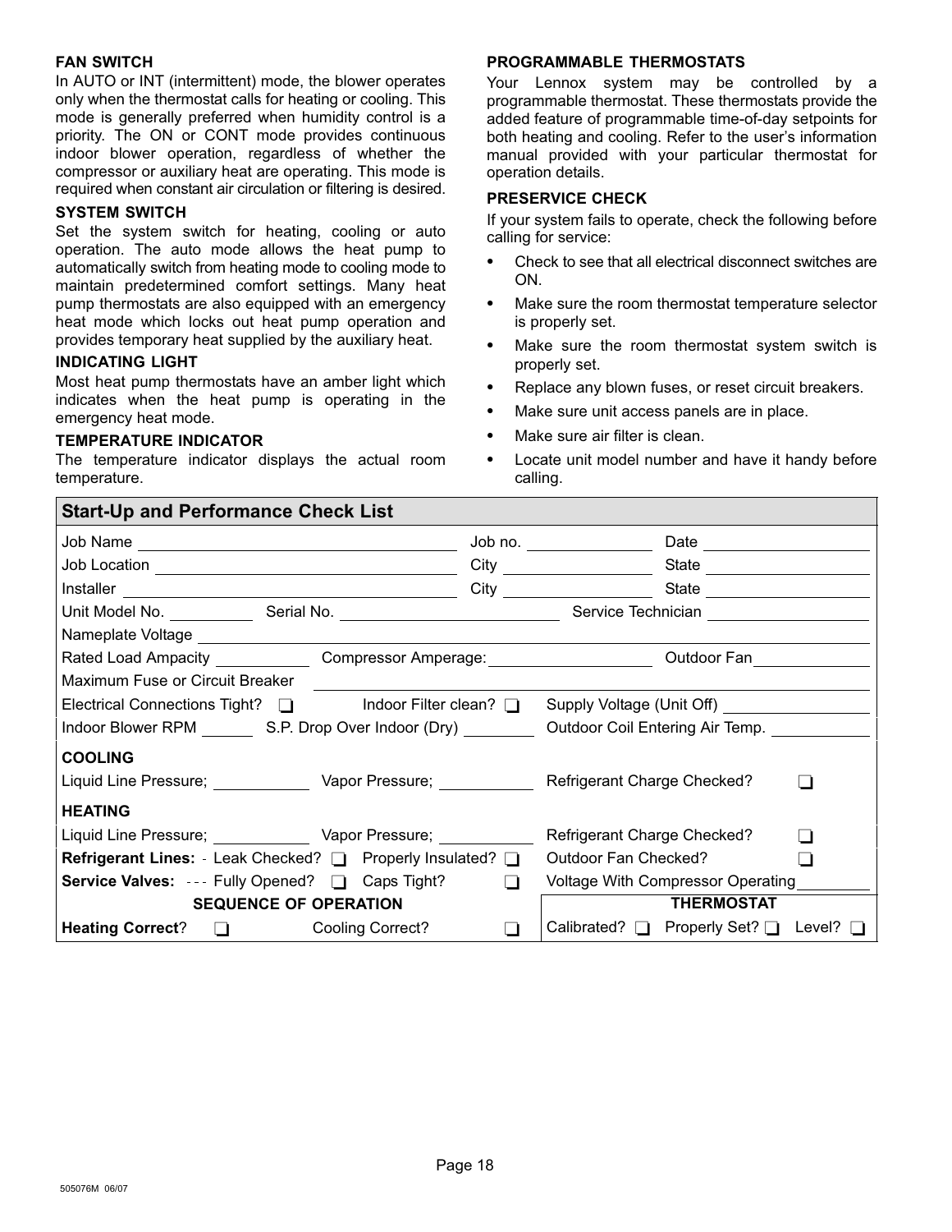#### FAN SWITCH

In AUTO or INT (intermittent) mode, the blower operates only when the thermostat calls for heating or cooling. This mode is generally preferred when humidity control is a priority. The ON or CONT mode provides continuous indoor blower operation, regardless of whether the compressor or auxiliary heat are operating. This mode is required when constant air circulation or filtering is desired.

#### SYSTEM SWITCH

Set the system switch for heating, cooling or auto operation. The auto mode allows the heat pump to automatically switch from heating mode to cooling mode to maintain predetermined comfort settings. Many heat pump thermostats are also equipped with an emergency heat mode which locks out heat pump operation and provides temporary heat supplied by the auxiliary heat.

#### INDICATING LIGHT

Most heat pump thermostats have an amber light which indicates when the heat pump is operating in the emergency heat mode.

#### TEMPERATURE INDICATOR

The temperature indicator displays the actual room temperature.

#### PROGRAMMABLE THERMOSTATS

Your Lennox system may be controlled by a programmable thermostat. These thermostats provide the added feature of programmable time-of-day setpoints for both heating and cooling. Refer to the user's information manual provided with your particular thermostat for operation details.

#### PRESERVICE CHECK

If your system fails to operate, check the following before calling for service:

- Check to see that all electrical disconnect switches are ON.
- Make sure the room thermostat temperature selector is properly set.
- Make sure the room thermostat system switch is properly set.
- Replace any blown fuses, or reset circuit breakers.
- Make sure unit access panels are in place.
- Make sure air filter is clean.
- Locate unit model number and have it handy before calling.

## Start-Up and Performance Check List

Job Name ______________ Job no. ______________ Date ______________

Job Location ______________ City ______________ State ______________

Installer ______________ City ______________ State ______________

Unit Model No. __________ Serial No. ______________ Service Technician ______________

Nameplate Voltage ______________

Rated Load Ampacity __________ Compressor Amperage: ______________ Outdoor Fan ______________

Maximum Fuse or Circuit Breaker ______________

Electrical Connections Tight? ❑ Indoor Filter clean? ❑ Supply Voltage (Unit Off) ______________

Indoor Blower RPM ______ S.P. Drop Over Indoor (Dry) ________ Outdoor Coil Entering Air Temp. ________

**COOLING**

Liquid Line Pressure; __________ Vapor Pressure; __________ Refrigerant Charge Checked? ❑

**HEATING**

Liquid Line Pressure; __________ Vapor Pressure; __________ Refrigerant Charge Checked? ❑

**Refrigerant Lines:** - Leak Checked? ❑ Properly Insulated? ❑ Outdoor Fan Checked? ❑

**Service Valves:** --- Fully Opened? ❑ Caps Tight? ❑ Voltage With Compressor Operating ________

| SEQUENCE OF OPERATION | THERMOSTAT |
|---|---|
| **Heating Correct**? ❑ Cooling Correct? ❑ | Calibrated? ❑ Properly Set? ❑ Level? ❑ |

505076M 06/07